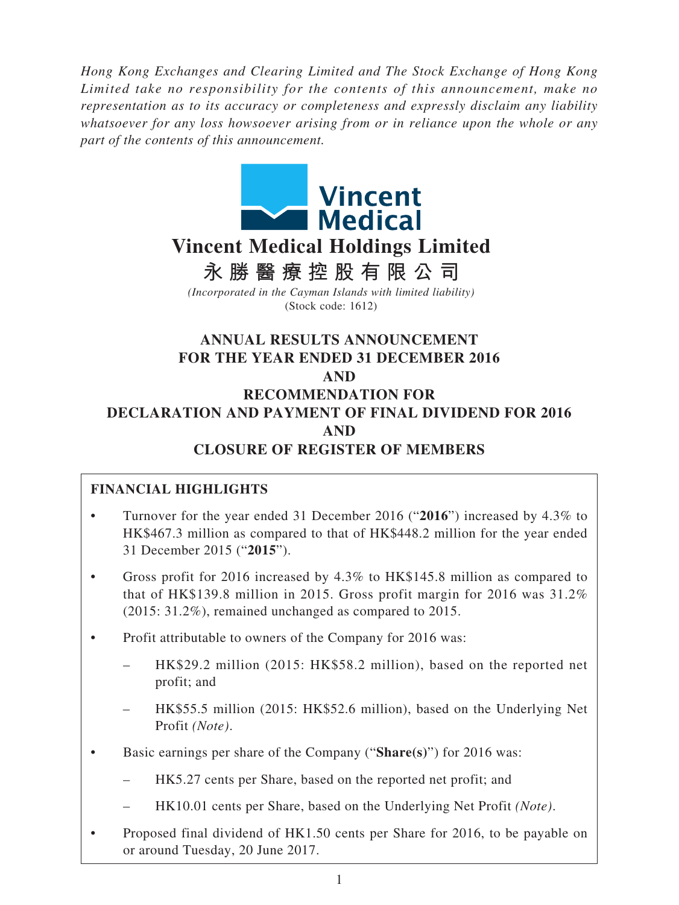*Hong Kong Exchanges and Clearing Limited and The Stock Exchange of Hong Kong Limited take no responsibility for the contents of this announcement, make no representation as to its accuracy or completeness and expressly disclaim any liability whatsoever for any loss howsoever arising from or in reliance upon the whole or any part of the contents of this announcement.*

Vincent Medical

# Vincent Medical Holdings Limited

# 永勝醫療控股有限公司

*(Incorporated in the Cayman Islands with limited liability)*
(Stock code: 1612)

## ANNUAL RESULTS ANNOUNCEMENT FOR THE YEAR ENDED 31 DECEMBER 2016 AND RECOMMENDATION FOR DECLARATION AND PAYMENT OF FINAL DIVIDEND FOR 2016 AND CLOSURE OF REGISTER OF MEMBERS

### FINANCIAL HIGHLIGHTS

- Turnover for the year ended 31 December 2016 ("**2016**") increased by 4.3% to HK$467.3 million as compared to that of HK$448.2 million for the year ended 31 December 2015 ("**2015**").
- Gross profit for 2016 increased by 4.3% to HK$145.8 million as compared to that of HK$139.8 million in 2015. Gross profit margin for 2016 was 31.2% (2015: 31.2%), remained unchanged as compared to 2015.
- Profit attributable to owners of the Company for 2016 was:
  - HK$29.2 million (2015: HK$58.2 million), based on the reported net profit; and
  - HK$55.5 million (2015: HK$52.6 million), based on the Underlying Net Profit *(Note)*.
- Basic earnings per share of the Company ("**Share(s)**") for 2016 was:
  - HK5.27 cents per Share, based on the reported net profit; and
  - HK10.01 cents per Share, based on the Underlying Net Profit *(Note)*.
- Proposed final dividend of HK1.50 cents per Share for 2016, to be payable on or around Tuesday, 20 June 2017.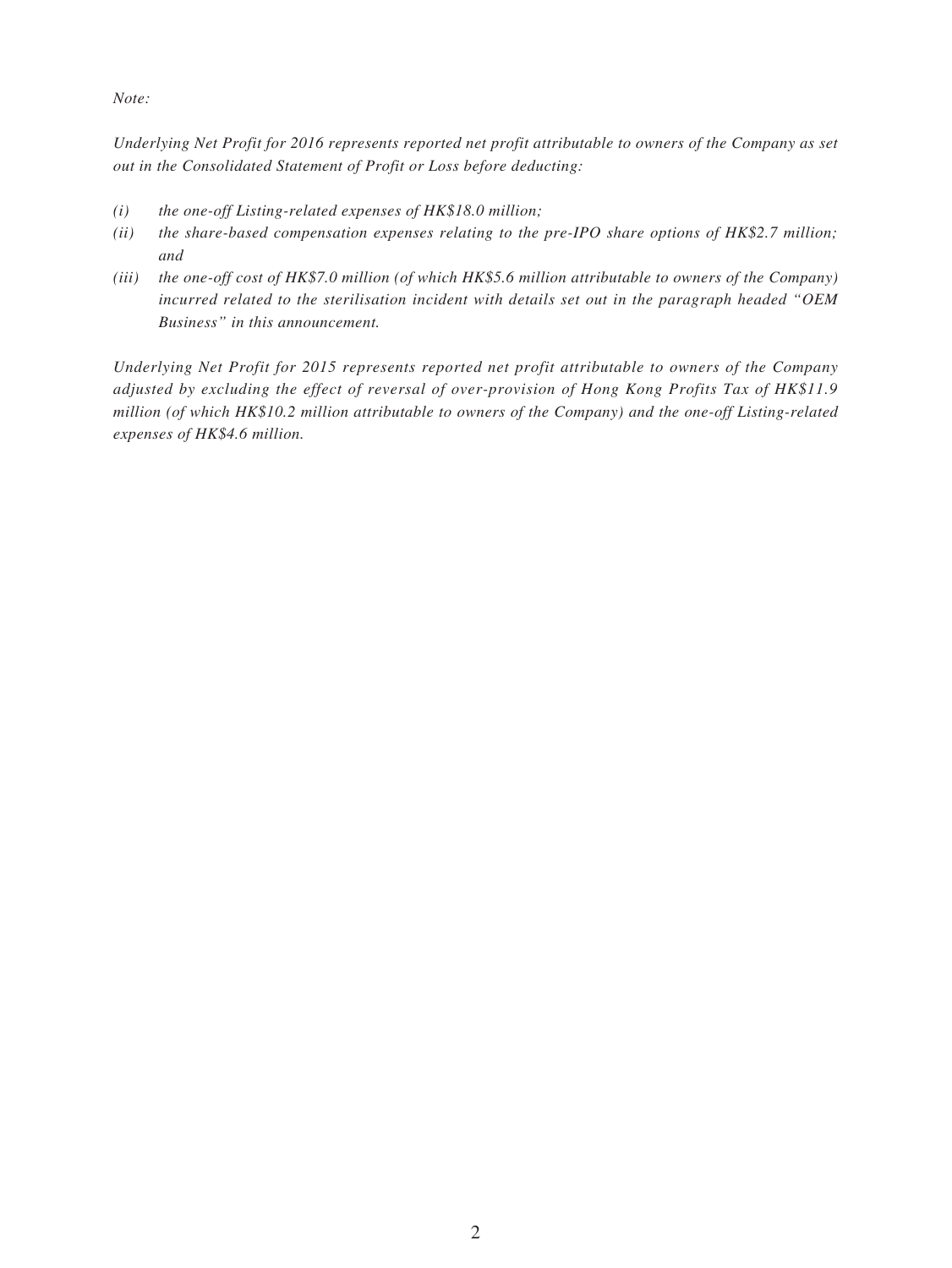*Note:*

*Underlying Net Profit for 2016 represents reported net profit attributable to owners of the Company as set out in the Consolidated Statement of Profit or Loss before deducting:*

*(i) the one-off Listing-related expenses of HK$18.0 million;*

*(ii) the share-based compensation expenses relating to the pre-IPO share options of HK$2.7 million; and*

*(iii) the one-off cost of HK$7.0 million (of which HK$5.6 million attributable to owners of the Company) incurred related to the sterilisation incident with details set out in the paragraph headed "OEM Business" in this announcement.*

*Underlying Net Profit for 2015 represents reported net profit attributable to owners of the Company adjusted by excluding the effect of reversal of over-provision of Hong Kong Profits Tax of HK$11.9 million (of which HK$10.2 million attributable to owners of the Company) and the one-off Listing-related expenses of HK$4.6 million.*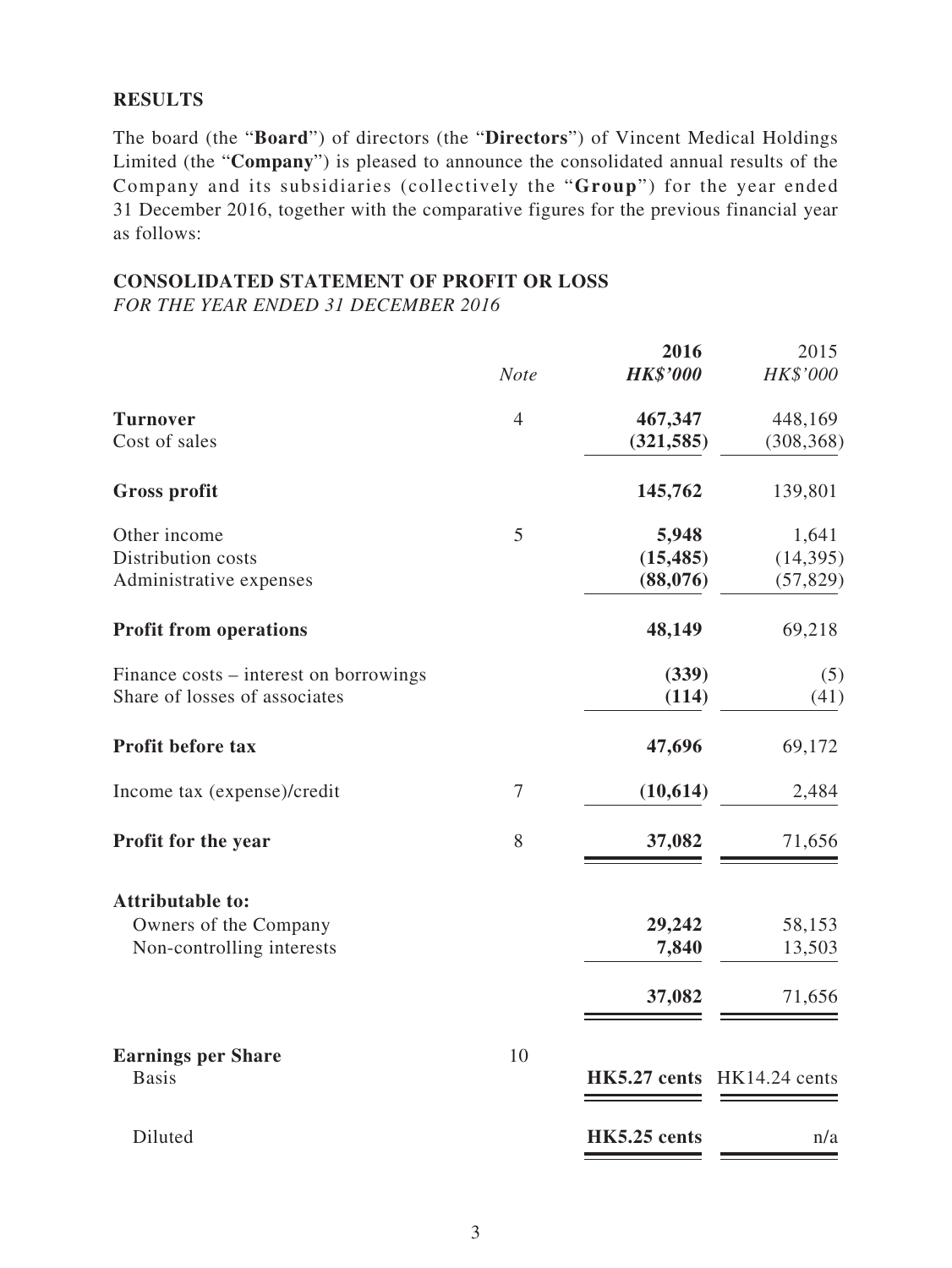## RESULTS

The board (the "**Board**") of directors (the "**Directors**") of Vincent Medical Holdings Limited (the "**Company**") is pleased to announce the consolidated annual results of the Company and its subsidiaries (collectively the "**Group**") for the year ended 31 December 2016, together with the comparative figures for the previous financial year as follows:

## CONSOLIDATED STATEMENT OF PROFIT OR LOSS

*FOR THE YEAR ENDED 31 DECEMBER 2016*

| | *Note* | **2016** *HK$'000* | 2015 *HK$'000* |
|---|---|---|---|
| **Turnover** | 4 | **467,347** | 448,169 |
| Cost of sales | | **(321,585)** | (308,368) |
| **Gross profit** | | **145,762** | 139,801 |
| Other income | 5 | **5,948** | 1,641 |
| Distribution costs | | **(15,485)** | (14,395) |
| Administrative expenses | | **(88,076)** | (57,829) |
| **Profit from operations** | | **48,149** | 69,218 |
| Finance costs – interest on borrowings | | **(339)** | (5) |
| Share of losses of associates | | **(114)** | (41) |
| **Profit before tax** | | **47,696** | 69,172 |
| Income tax (expense)/credit | 7 | **(10,614)** | 2,484 |
| **Profit for the year** | 8 | **37,082** | 71,656 |
| **Attributable to:** | | | |
| Owners of the Company | | **29,242** | 58,153 |
| Non-controlling interests | | **7,840** | 13,503 |
| | | **37,082** | 71,656 |
| **Earnings per Share** | 10 | | |
| Basis | | **HK5.27 cents** | HK14.24 cents |
| Diluted | | **HK5.25 cents** | n/a |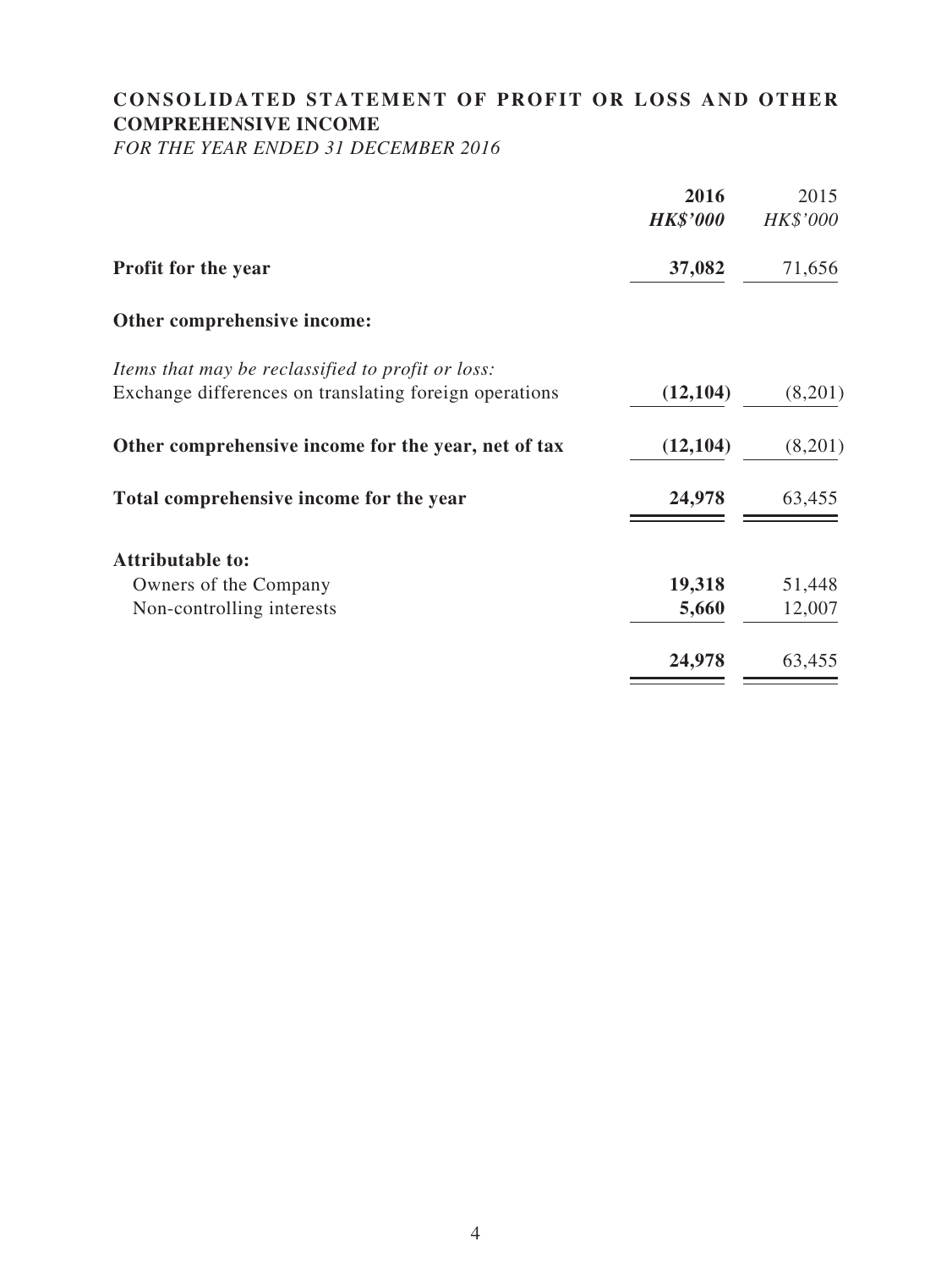# CONSOLIDATED STATEMENT OF PROFIT OR LOSS AND OTHER COMPREHENSIVE INCOME

*FOR THE YEAR ENDED 31 DECEMBER 2016*

| | 2016 | 2015 |
|---|---|---|
| | *HK$'000* | *HK$'000* |
| **Profit for the year** | **37,082** | 71,656 |
| **Other comprehensive income:** | | |
| *Items that may be reclassified to profit or loss:* | | |
| Exchange differences on translating foreign operations | **(12,104)** | (8,201) |
| **Other comprehensive income for the year, net of tax** | **(12,104)** | (8,201) |
| **Total comprehensive income for the year** | **24,978** | 63,455 |
| **Attributable to:** | | |
| Owners of the Company | **19,318** | 51,448 |
| Non-controlling interests | **5,660** | 12,007 |
| | **24,978** | 63,455 |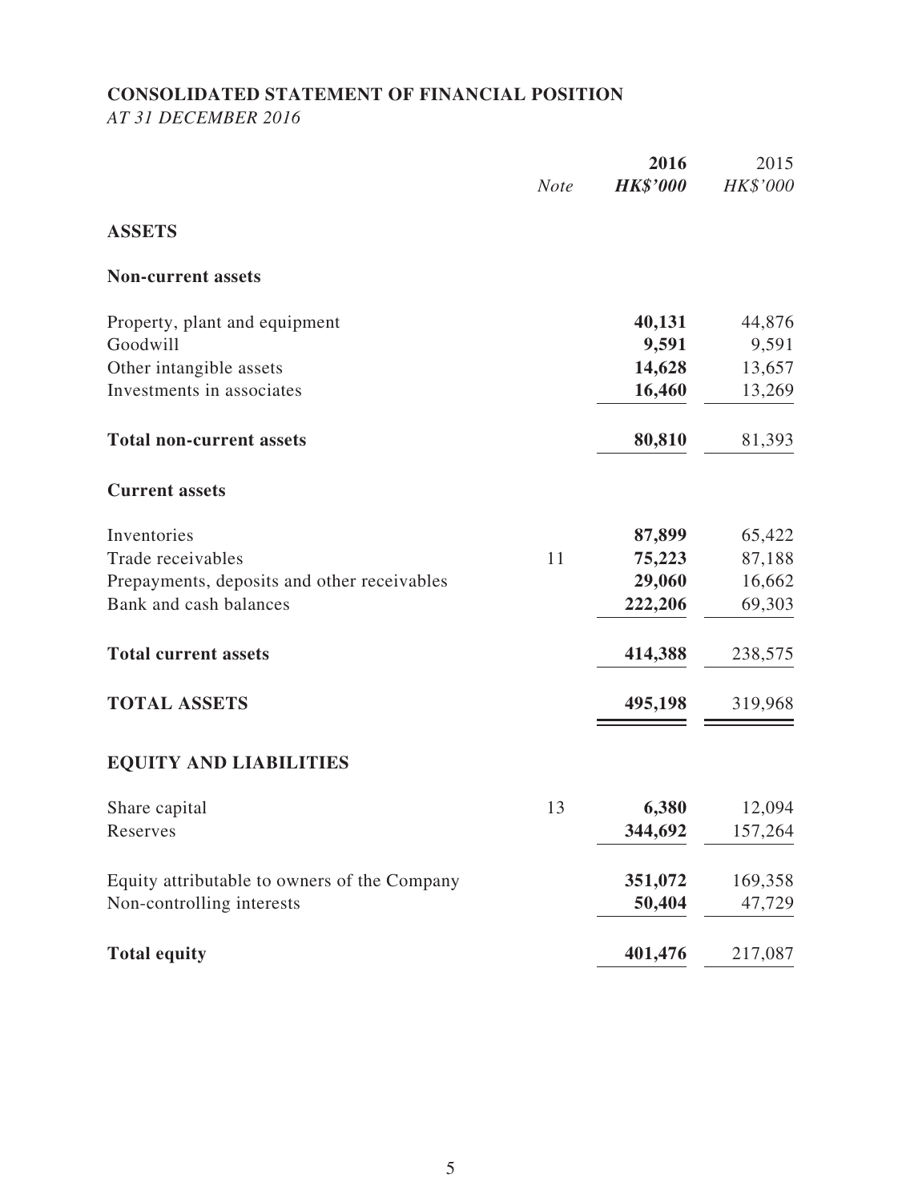# CONSOLIDATED STATEMENT OF FINANCIAL POSITION

*AT 31 DECEMBER 2016*

| | *Note* | **2016** **HK$'000** | 2015 *HK$'000* |
|---|---|---|---|
| **ASSETS** | | | |
| **Non-current assets** | | | |
| Property, plant and equipment | | **40,131** | 44,876 |
| Goodwill | | **9,591** | 9,591 |
| Other intangible assets | | **14,628** | 13,657 |
| Investments in associates | | **16,460** | 13,269 |
| **Total non-current assets** | | **80,810** | 81,393 |
| **Current assets** | | | |
| Inventories | | **87,899** | 65,422 |
| Trade receivables | 11 | **75,223** | 87,188 |
| Prepayments, deposits and other receivables | | **29,060** | 16,662 |
| Bank and cash balances | | **222,206** | 69,303 |
| **Total current assets** | | **414,388** | 238,575 |
| **TOTAL ASSETS** | | **495,198** | 319,968 |
| **EQUITY AND LIABILITIES** | | | |
| Share capital | 13 | **6,380** | 12,094 |
| Reserves | | **344,692** | 157,264 |
| Equity attributable to owners of the Company | | **351,072** | 169,358 |
| Non-controlling interests | | **50,404** | 47,729 |
| **Total equity** | | **401,476** | 217,087 |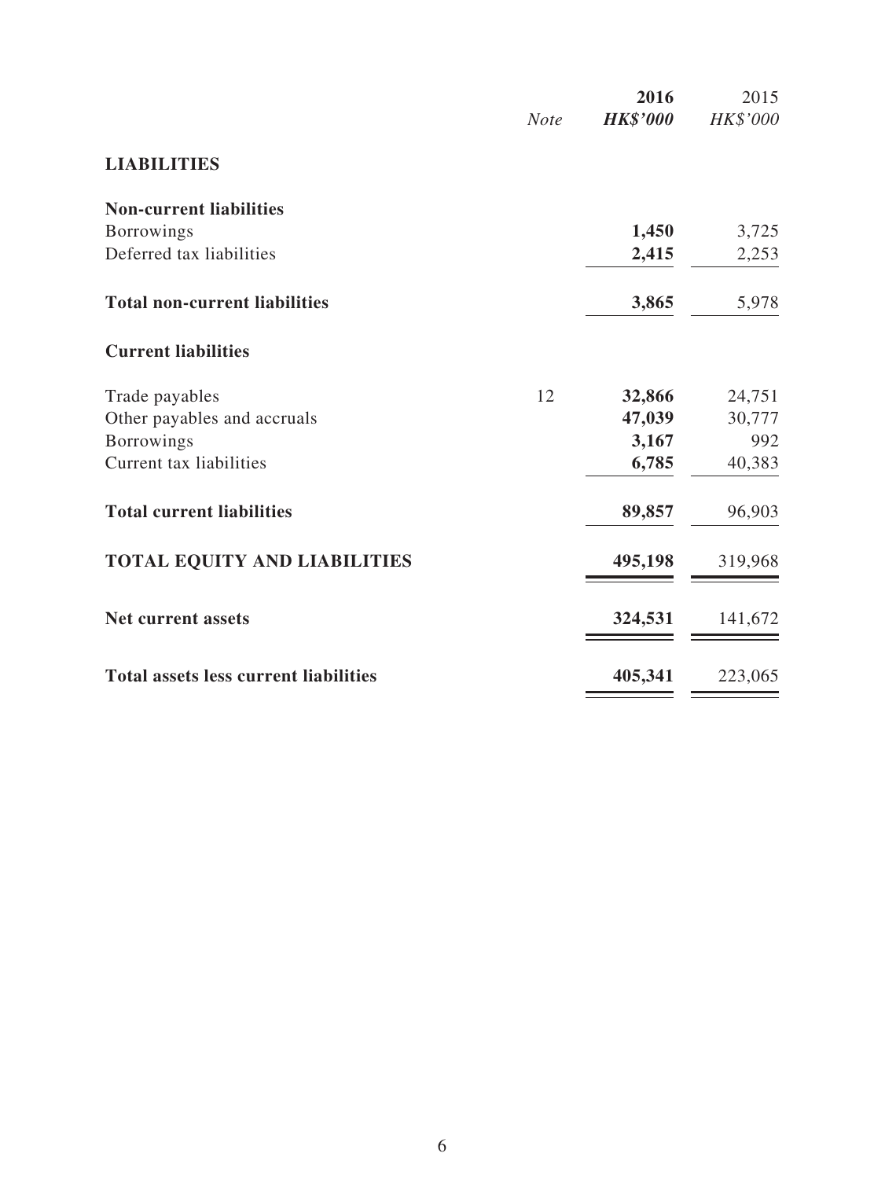| | Note | 2016 | 2015 |
|---|---|---|---|
| | | ***HK$'000*** | *HK$'000* |
| **LIABILITIES** | | | |
| **Non-current liabilities** | | | |
| Borrowings | | **1,450** | 3,725 |
| Deferred tax liabilities | | **2,415** | 2,253 |
| **Total non-current liabilities** | | **3,865** | 5,978 |
| **Current liabilities** | | | |
| Trade payables | 12 | **32,866** | 24,751 |
| Other payables and accruals | | **47,039** | 30,777 |
| Borrowings | | **3,167** | 992 |
| Current tax liabilities | | **6,785** | 40,383 |
| **Total current liabilities** | | **89,857** | 96,903 |
| **TOTAL EQUITY AND LIABILITIES** | | **495,198** | 319,968 |
| **Net current assets** | | **324,531** | 141,672 |
| **Total assets less current liabilities** | | **405,341** | 223,065 |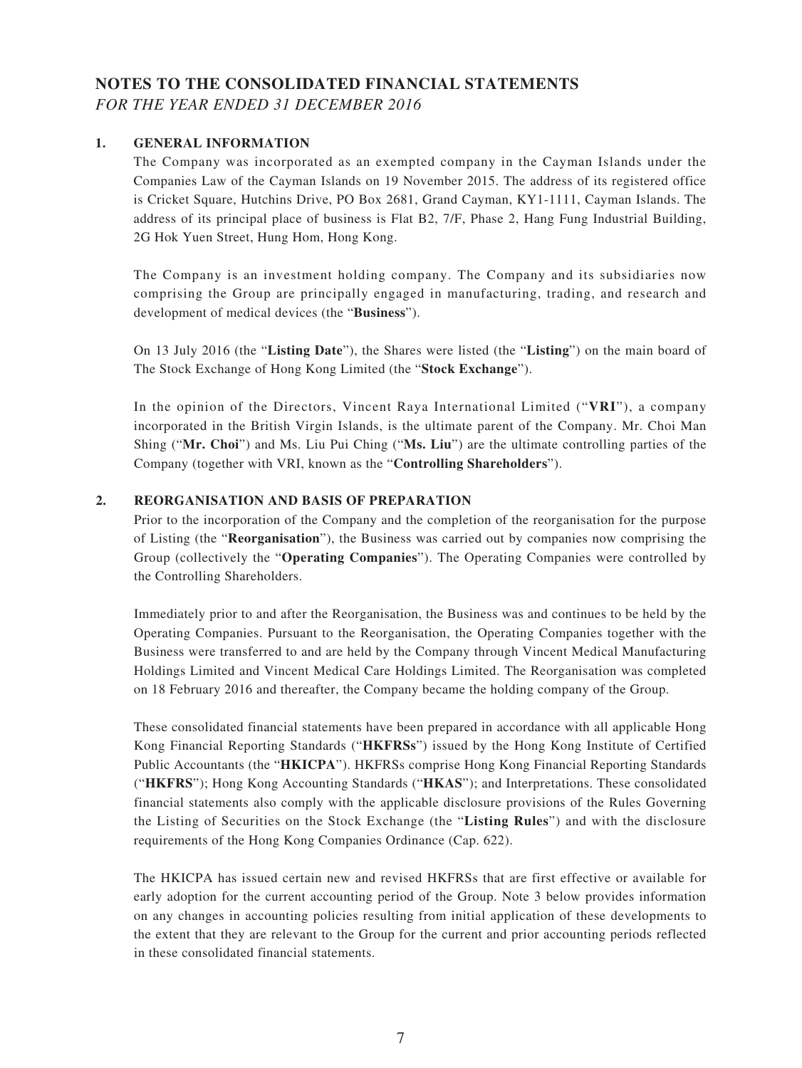# NOTES TO THE CONSOLIDATED FINANCIAL STATEMENTS

*FOR THE YEAR ENDED 31 DECEMBER 2016*

## 1. GENERAL INFORMATION

The Company was incorporated as an exempted company in the Cayman Islands under the Companies Law of the Cayman Islands on 19 November 2015. The address of its registered office is Cricket Square, Hutchins Drive, PO Box 2681, Grand Cayman, KY1-1111, Cayman Islands. The address of its principal place of business is Flat B2, 7/F, Phase 2, Hang Fung Industrial Building, 2G Hok Yuen Street, Hung Hom, Hong Kong.

The Company is an investment holding company. The Company and its subsidiaries now comprising the Group are principally engaged in manufacturing, trading, and research and development of medical devices (the "**Business**").

On 13 July 2016 (the "**Listing Date**"), the Shares were listed (the "**Listing**") on the main board of The Stock Exchange of Hong Kong Limited (the "**Stock Exchange**").

In the opinion of the Directors, Vincent Raya International Limited ("**VRI**"), a company incorporated in the British Virgin Islands, is the ultimate parent of the Company. Mr. Choi Man Shing ("**Mr. Choi**") and Ms. Liu Pui Ching ("**Ms. Liu**") are the ultimate controlling parties of the Company (together with VRI, known as the "**Controlling Shareholders**").

## 2. REORGANISATION AND BASIS OF PREPARATION

Prior to the incorporation of the Company and the completion of the reorganisation for the purpose of Listing (the "**Reorganisation**"), the Business was carried out by companies now comprising the Group (collectively the "**Operating Companies**"). The Operating Companies were controlled by the Controlling Shareholders.

Immediately prior to and after the Reorganisation, the Business was and continues to be held by the Operating Companies. Pursuant to the Reorganisation, the Operating Companies together with the Business were transferred to and are held by the Company through Vincent Medical Manufacturing Holdings Limited and Vincent Medical Care Holdings Limited. The Reorganisation was completed on 18 February 2016 and thereafter, the Company became the holding company of the Group.

These consolidated financial statements have been prepared in accordance with all applicable Hong Kong Financial Reporting Standards ("**HKFRSs**") issued by the Hong Kong Institute of Certified Public Accountants (the "**HKICPA**"). HKFRSs comprise Hong Kong Financial Reporting Standards ("**HKFRS**"); Hong Kong Accounting Standards ("**HKAS**"); and Interpretations. These consolidated financial statements also comply with the applicable disclosure provisions of the Rules Governing the Listing of Securities on the Stock Exchange (the "**Listing Rules**") and with the disclosure requirements of the Hong Kong Companies Ordinance (Cap. 622).

The HKICPA has issued certain new and revised HKFRSs that are first effective or available for early adoption for the current accounting period of the Group. Note 3 below provides information on any changes in accounting policies resulting from initial application of these developments to the extent that they are relevant to the Group for the current and prior accounting periods reflected in these consolidated financial statements.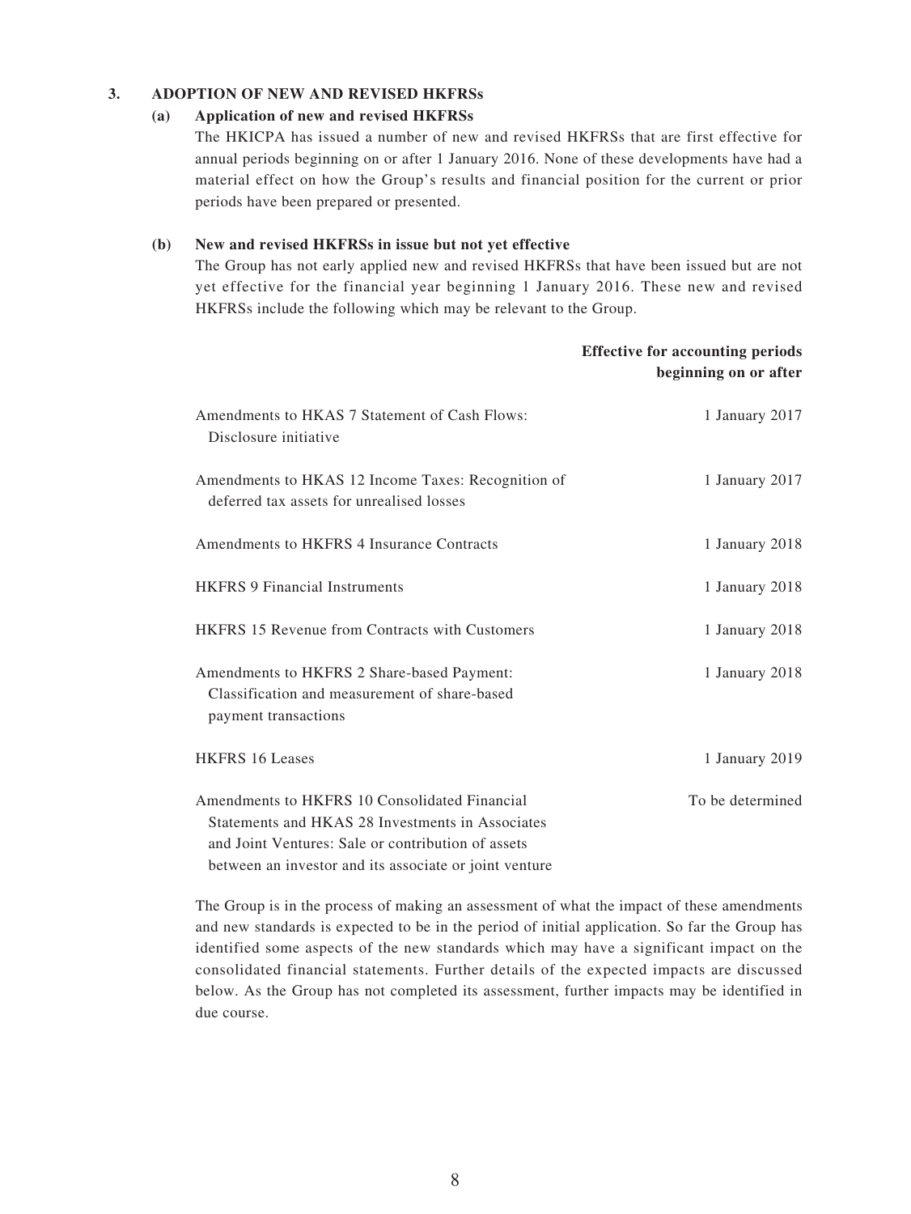## 3. ADOPTION OF NEW AND REVISED HKFRSs

### (a) Application of new and revised HKFRSs

The HKICPA has issued a number of new and revised HKFRSs that are first effective for annual periods beginning on or after 1 January 2016. None of these developments have had a material effect on how the Group's results and financial position for the current or prior periods have been prepared or presented.

### (b) New and revised HKFRSs in issue but not yet effective

The Group has not early applied new and revised HKFRSs that have been issued but are not yet effective for the financial year beginning 1 January 2016. These new and revised HKFRSs include the following which may be relevant to the Group.

| | Effective for accounting periods beginning on or after |
|---|---|
| Amendments to HKAS 7 Statement of Cash Flows: Disclosure initiative | 1 January 2017 |
| Amendments to HKAS 12 Income Taxes: Recognition of deferred tax assets for unrealised losses | 1 January 2017 |
| Amendments to HKFRS 4 Insurance Contracts | 1 January 2018 |
| HKFRS 9 Financial Instruments | 1 January 2018 |
| HKFRS 15 Revenue from Contracts with Customers | 1 January 2018 |
| Amendments to HKFRS 2 Share-based Payment: Classification and measurement of share-based payment transactions | 1 January 2018 |
| HKFRS 16 Leases | 1 January 2019 |
| Amendments to HKFRS 10 Consolidated Financial Statements and HKAS 28 Investments in Associates and Joint Ventures: Sale or contribution of assets between an investor and its associate or joint venture | To be determined |

The Group is in the process of making an assessment of what the impact of these amendments and new standards is expected to be in the period of initial application. So far the Group has identified some aspects of the new standards which may have a significant impact on the consolidated financial statements. Further details of the expected impacts are discussed below. As the Group has not completed its assessment, further impacts may be identified in due course.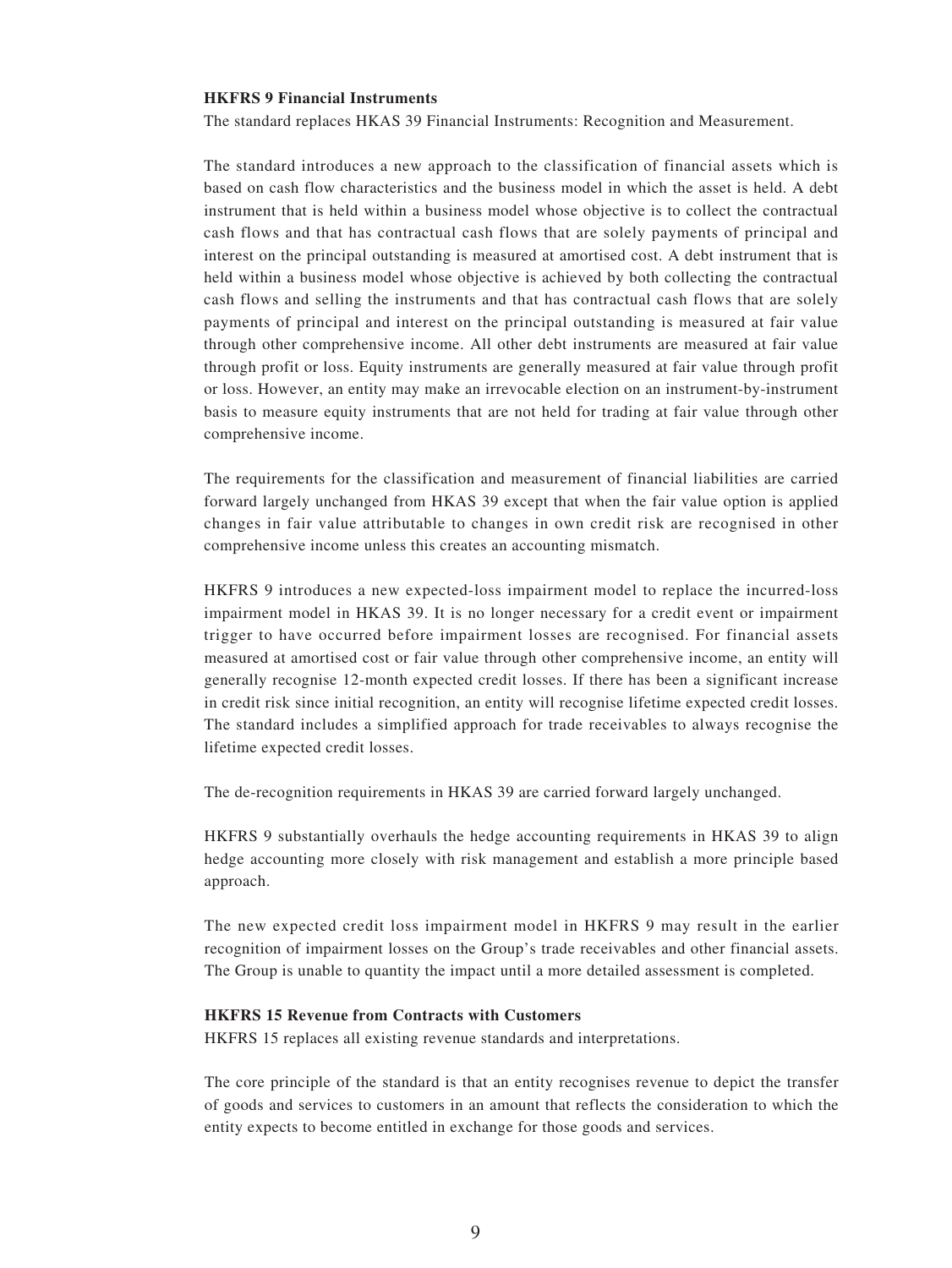**HKFRS 9 Financial Instruments**

The standard replaces HKAS 39 Financial Instruments: Recognition and Measurement.

The standard introduces a new approach to the classification of financial assets which is based on cash flow characteristics and the business model in which the asset is held. A debt instrument that is held within a business model whose objective is to collect the contractual cash flows and that has contractual cash flows that are solely payments of principal and interest on the principal outstanding is measured at amortised cost. A debt instrument that is held within a business model whose objective is achieved by both collecting the contractual cash flows and selling the instruments and that has contractual cash flows that are solely payments of principal and interest on the principal outstanding is measured at fair value through other comprehensive income. All other debt instruments are measured at fair value through profit or loss. Equity instruments are generally measured at fair value through profit or loss. However, an entity may make an irrevocable election on an instrument-by-instrument basis to measure equity instruments that are not held for trading at fair value through other comprehensive income.

The requirements for the classification and measurement of financial liabilities are carried forward largely unchanged from HKAS 39 except that when the fair value option is applied changes in fair value attributable to changes in own credit risk are recognised in other comprehensive income unless this creates an accounting mismatch.

HKFRS 9 introduces a new expected-loss impairment model to replace the incurred-loss impairment model in HKAS 39. It is no longer necessary for a credit event or impairment trigger to have occurred before impairment losses are recognised. For financial assets measured at amortised cost or fair value through other comprehensive income, an entity will generally recognise 12-month expected credit losses. If there has been a significant increase in credit risk since initial recognition, an entity will recognise lifetime expected credit losses. The standard includes a simplified approach for trade receivables to always recognise the lifetime expected credit losses.

The de-recognition requirements in HKAS 39 are carried forward largely unchanged.

HKFRS 9 substantially overhauls the hedge accounting requirements in HKAS 39 to align hedge accounting more closely with risk management and establish a more principle based approach.

The new expected credit loss impairment model in HKFRS 9 may result in the earlier recognition of impairment losses on the Group's trade receivables and other financial assets. The Group is unable to quantity the impact until a more detailed assessment is completed.

**HKFRS 15 Revenue from Contracts with Customers**

HKFRS 15 replaces all existing revenue standards and interpretations.

The core principle of the standard is that an entity recognises revenue to depict the transfer of goods and services to customers in an amount that reflects the consideration to which the entity expects to become entitled in exchange for those goods and services.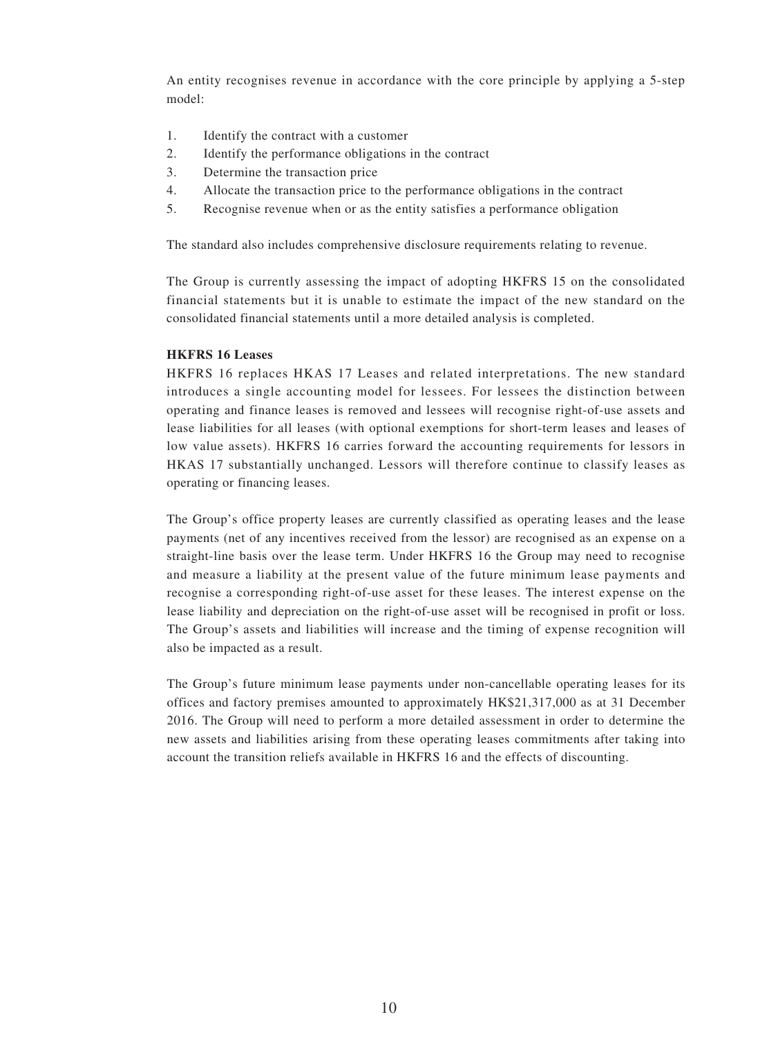An entity recognises revenue in accordance with the core principle by applying a 5-step model:

1. Identify the contract with a customer
2. Identify the performance obligations in the contract
3. Determine the transaction price
4. Allocate the transaction price to the performance obligations in the contract
5. Recognise revenue when or as the entity satisfies a performance obligation

The standard also includes comprehensive disclosure requirements relating to revenue.

The Group is currently assessing the impact of adopting HKFRS 15 on the consolidated financial statements but it is unable to estimate the impact of the new standard on the consolidated financial statements until a more detailed analysis is completed.

**HKFRS 16 Leases**

HKFRS 16 replaces HKAS 17 Leases and related interpretations. The new standard introduces a single accounting model for lessees. For lessees the distinction between operating and finance leases is removed and lessees will recognise right-of-use assets and lease liabilities for all leases (with optional exemptions for short-term leases and leases of low value assets). HKFRS 16 carries forward the accounting requirements for lessors in HKAS 17 substantially unchanged. Lessors will therefore continue to classify leases as operating or financing leases.

The Group's office property leases are currently classified as operating leases and the lease payments (net of any incentives received from the lessor) are recognised as an expense on a straight-line basis over the lease term. Under HKFRS 16 the Group may need to recognise and measure a liability at the present value of the future minimum lease payments and recognise a corresponding right-of-use asset for these leases. The interest expense on the lease liability and depreciation on the right-of-use asset will be recognised in profit or loss. The Group's assets and liabilities will increase and the timing of expense recognition will also be impacted as a result.

The Group's future minimum lease payments under non-cancellable operating leases for its offices and factory premises amounted to approximately HK$21,317,000 as at 31 December 2016. The Group will need to perform a more detailed assessment in order to determine the new assets and liabilities arising from these operating leases commitments after taking into account the transition reliefs available in HKFRS 16 and the effects of discounting.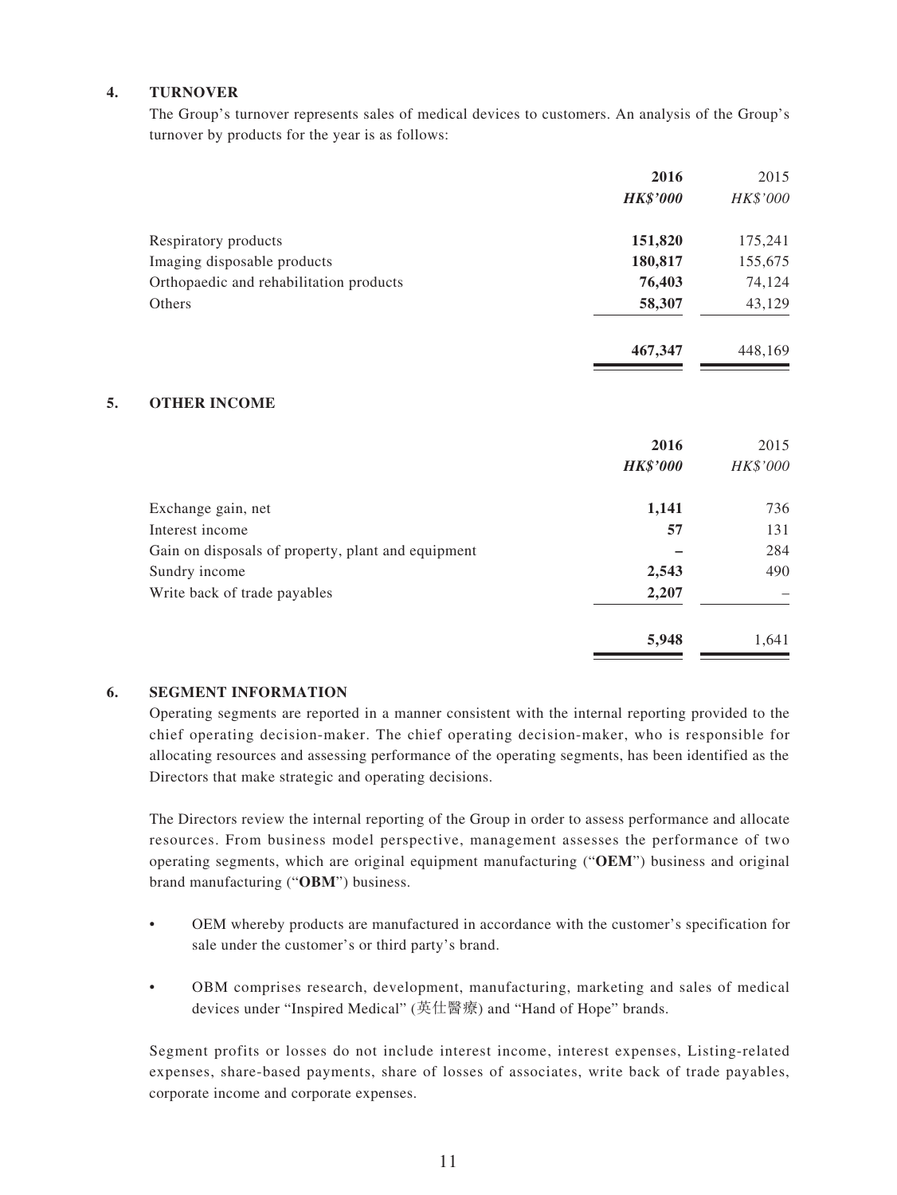## 4. TURNOVER

The Group's turnover represents sales of medical devices to customers. An analysis of the Group's turnover by products for the year is as follows:

| | **2016** | 2015 |
|---|---|---|
| | ***HK$'000*** | *HK$'000* |
| Respiratory products | **151,820** | 175,241 |
| Imaging disposable products | **180,817** | 155,675 |
| Orthopaedic and rehabilitation products | **76,403** | 74,124 |
| Others | **58,307** | 43,129 |
| | **467,347** | 448,169 |

## 5. OTHER INCOME

| | **2016** | 2015 |
|---|---|---|
| | ***HK$'000*** | *HK$'000* |
| Exchange gain, net | **1,141** | 736 |
| Interest income | **57** | 131 |
| Gain on disposals of property, plant and equipment | **–** | 284 |
| Sundry income | **2,543** | 490 |
| Write back of trade payables | **2,207** | – |
| | **5,948** | 1,641 |

## 6. SEGMENT INFORMATION

Operating segments are reported in a manner consistent with the internal reporting provided to the chief operating decision-maker. The chief operating decision-maker, who is responsible for allocating resources and assessing performance of the operating segments, has been identified as the Directors that make strategic and operating decisions.

The Directors review the internal reporting of the Group in order to assess performance and allocate resources. From business model perspective, management assesses the performance of two operating segments, which are original equipment manufacturing ("**OEM**") business and original brand manufacturing ("**OBM**") business.

- OEM whereby products are manufactured in accordance with the customer's specification for sale under the customer's or third party's brand.
- OBM comprises research, development, manufacturing, marketing and sales of medical devices under "Inspired Medical" (英仕醫療) and "Hand of Hope" brands.

Segment profits or losses do not include interest income, interest expenses, Listing-related expenses, share-based payments, share of losses of associates, write back of trade payables, corporate income and corporate expenses.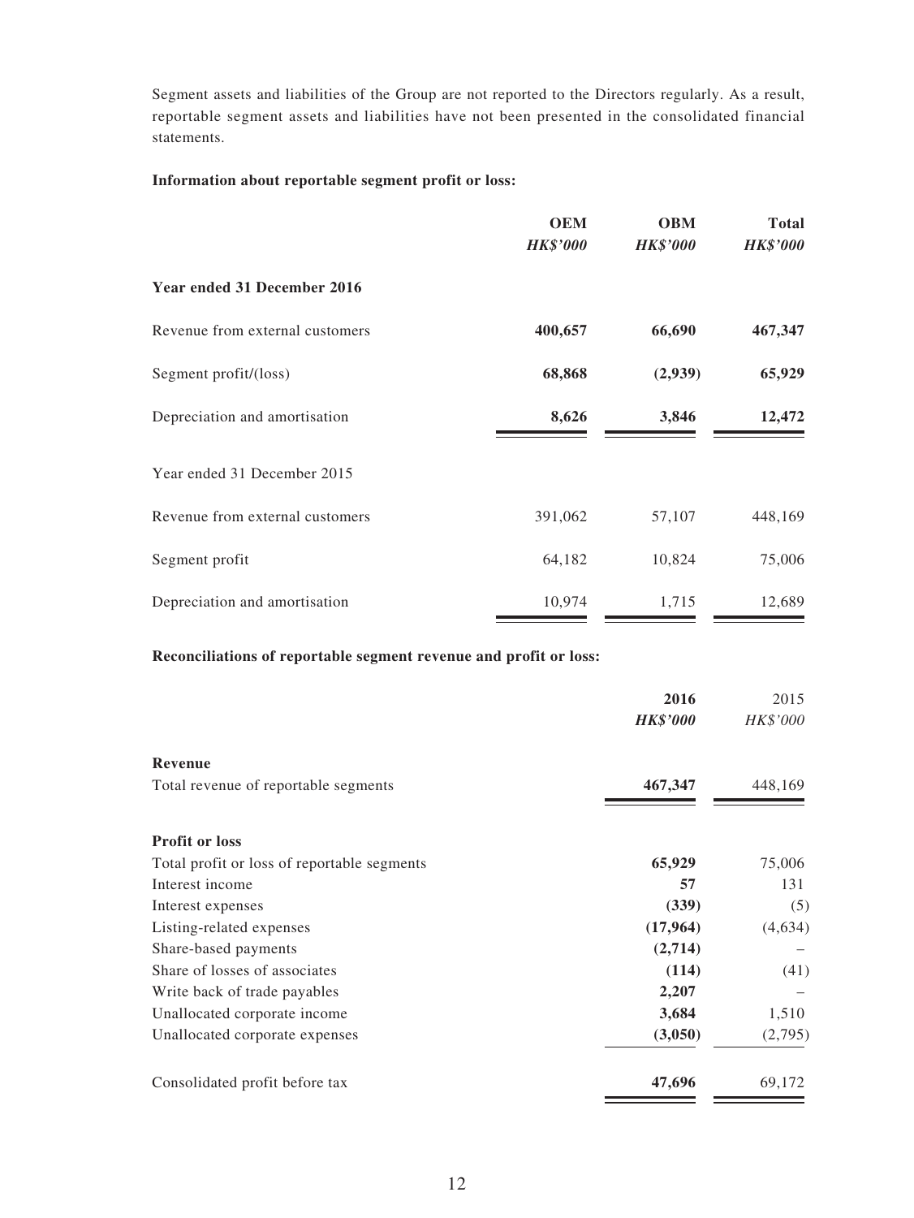Segment assets and liabilities of the Group are not reported to the Directors regularly. As a result, reportable segment assets and liabilities have not been presented in the consolidated financial statements.

**Information about reportable segment profit or loss:**

| | **OEM** | **OBM** | **Total** |
|---|---|---|---|
| | ***HK$'000*** | ***HK$'000*** | ***HK$'000*** |
| **Year ended 31 December 2016** | | | |
| Revenue from external customers | **400,657** | **66,690** | **467,347** |
| Segment profit/(loss) | **68,868** | **(2,939)** | **65,929** |
| Depreciation and amortisation | **8,626** | **3,846** | **12,472** |
| Year ended 31 December 2015 | | | |
| Revenue from external customers | 391,062 | 57,107 | 448,169 |
| Segment profit | 64,182 | 10,824 | 75,006 |
| Depreciation and amortisation | 10,974 | 1,715 | 12,689 |

**Reconciliations of reportable segment revenue and profit or loss:**

| | **2016** | 2015 |
|---|---|---|
| | ***HK$'000*** | *HK$'000* |
| **Revenue** | | |
| Total revenue of reportable segments | **467,347** | 448,169 |
| **Profit or loss** | | |
| Total profit or loss of reportable segments | **65,929** | 75,006 |
| Interest income | **57** | 131 |
| Interest expenses | **(339)** | (5) |
| Listing-related expenses | **(17,964)** | (4,634) |
| Share-based payments | **(2,714)** | – |
| Share of losses of associates | **(114)** | (41) |
| Write back of trade payables | **2,207** | – |
| Unallocated corporate income | **3,684** | 1,510 |
| Unallocated corporate expenses | **(3,050)** | (2,795) |
| Consolidated profit before tax | **47,696** | 69,172 |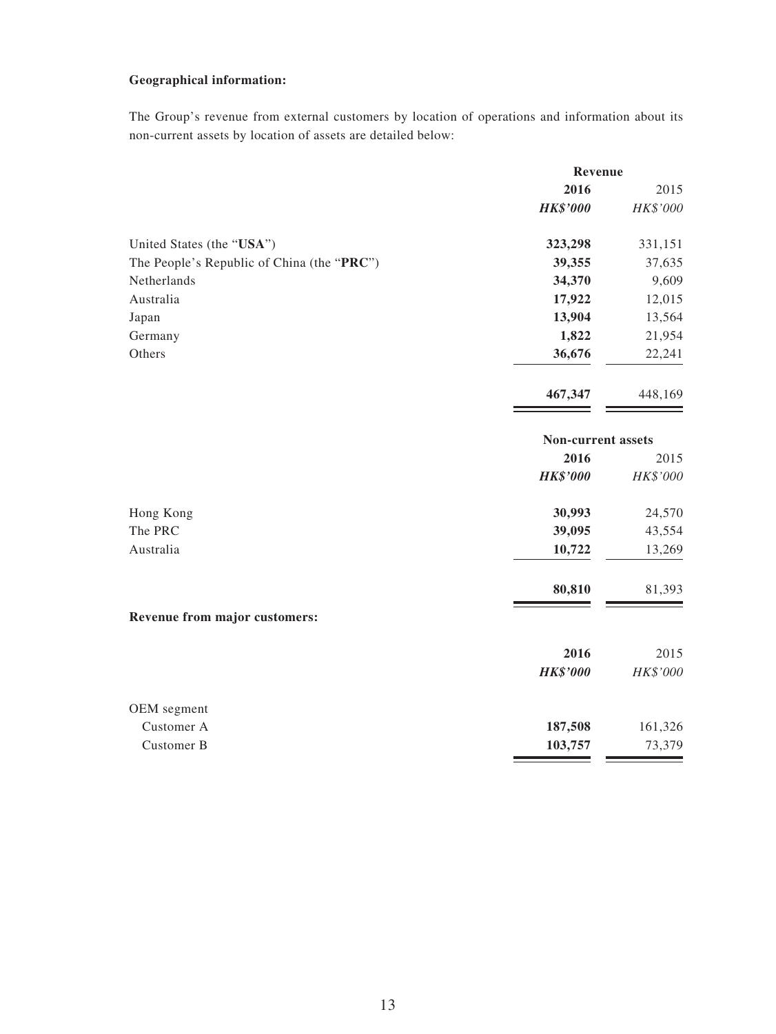**Geographical information:**

The Group's revenue from external customers by location of operations and information about its non-current assets by location of assets are detailed below:

| | Revenue | |
|---|---|---|
| | **2016** | 2015 |
| | ***HK$'000*** | *HK$'000* |
| United States (the "**USA**") | **323,298** | 331,151 |
| The People's Republic of China (the "**PRC**") | **39,355** | 37,635 |
| Netherlands | **34,370** | 9,609 |
| Australia | **17,922** | 12,015 |
| Japan | **13,904** | 13,564 |
| Germany | **1,822** | 21,954 |
| Others | **36,676** | 22,241 |
| | **467,347** | 448,169 |

| | Non-current assets | |
|---|---|---|
| | **2016** | 2015 |
| | ***HK$'000*** | *HK$'000* |
| Hong Kong | **30,993** | 24,570 |
| The PRC | **39,095** | 43,554 |
| Australia | **10,722** | 13,269 |
| | **80,810** | 81,393 |

**Revenue from major customers:**

| | **2016** | 2015 |
|---|---|---|
| | ***HK$'000*** | *HK$'000* |
| OEM segment | | |
| Customer A | **187,508** | 161,326 |
| Customer B | **103,757** | 73,379 |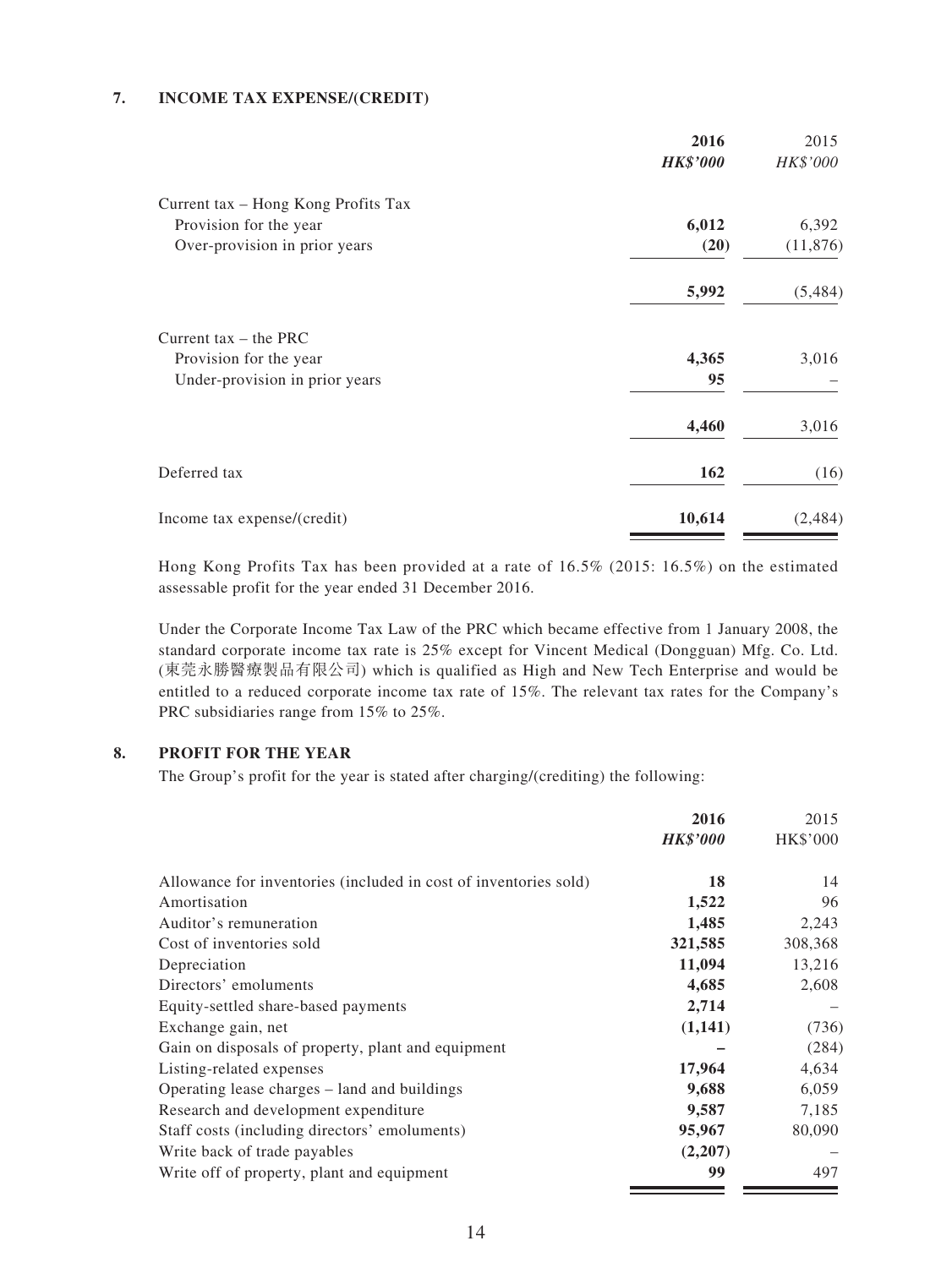## 7. INCOME TAX EXPENSE/(CREDIT)

| | **2016** | 2015 |
|---|---|---|
| | ***HK$'000*** | *HK$'000* |
| Current tax – Hong Kong Profits Tax | | |
| Provision for the year | **6,012** | 6,392 |
| Over-provision in prior years | **(20)** | (11,876) |
| | **5,992** | (5,484) |
| Current tax – the PRC | | |
| Provision for the year | **4,365** | 3,016 |
| Under-provision in prior years | **95** | – |
| | **4,460** | 3,016 |
| Deferred tax | **162** | (16) |
| Income tax expense/(credit) | **10,614** | (2,484) |

Hong Kong Profits Tax has been provided at a rate of 16.5% (2015: 16.5%) on the estimated assessable profit for the year ended 31 December 2016.

Under the Corporate Income Tax Law of the PRC which became effective from 1 January 2008, the standard corporate income tax rate is 25% except for Vincent Medical (Dongguan) Mfg. Co. Ltd. (東莞永勝醫療製品有限公司) which is qualified as High and New Tech Enterprise and would be entitled to a reduced corporate income tax rate of 15%. The relevant tax rates for the Company's PRC subsidiaries range from 15% to 25%.

## 8. PROFIT FOR THE YEAR

The Group's profit for the year is stated after charging/(crediting) the following:

| | **2016** | 2015 |
|---|---|---|
| | ***HK$'000*** | HK$'000 |
| Allowance for inventories (included in cost of inventories sold) | **18** | 14 |
| Amortisation | **1,522** | 96 |
| Auditor's remuneration | **1,485** | 2,243 |
| Cost of inventories sold | **321,585** | 308,368 |
| Depreciation | **11,094** | 13,216 |
| Directors' emoluments | **4,685** | 2,608 |
| Equity-settled share-based payments | **2,714** | – |
| Exchange gain, net | **(1,141)** | (736) |
| Gain on disposals of property, plant and equipment | **–** | (284) |
| Listing-related expenses | **17,964** | 4,634 |
| Operating lease charges – land and buildings | **9,688** | 6,059 |
| Research and development expenditure | **9,587** | 7,185 |
| Staff costs (including directors' emoluments) | **95,967** | 80,090 |
| Write back of trade payables | **(2,207)** | – |
| Write off of property, plant and equipment | **99** | 497 |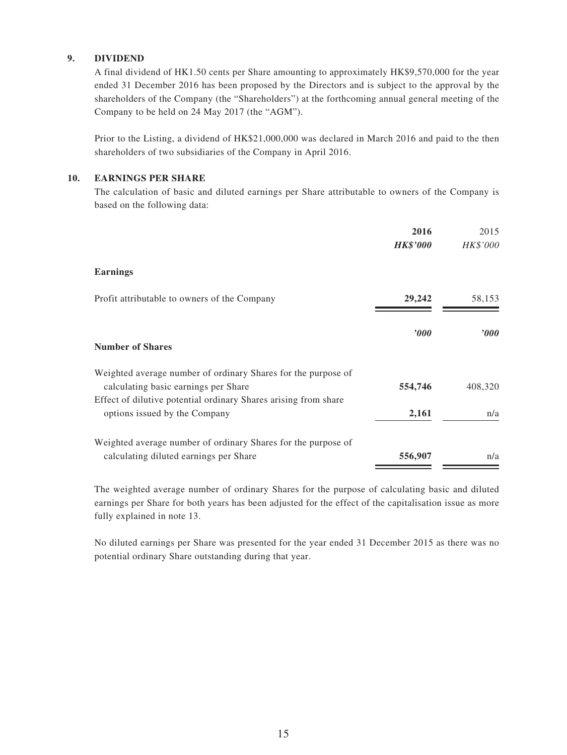## 9. DIVIDEND

A final dividend of HK1.50 cents per Share amounting to approximately HK$9,570,000 for the year ended 31 December 2016 has been proposed by the Directors and is subject to the approval by the shareholders of the Company (the "Shareholders") at the forthcoming annual general meeting of the Company to be held on 24 May 2017 (the "AGM").

Prior to the Listing, a dividend of HK$21,000,000 was declared in March 2016 and paid to the then shareholders of two subsidiaries of the Company in April 2016.

## 10. EARNINGS PER SHARE

The calculation of basic and diluted earnings per Share attributable to owners of the Company is based on the following data:

| | **2016** | 2015 |
|---|---|---|
| | ***HK$'000*** | *HK$'000* |
| **Earnings** | | |
| Profit attributable to owners of the Company | **29,242** | 58,153 |
| | ***'000*** | ***'000*** |
| **Number of Shares** | | |
| Weighted average number of ordinary Shares for the purpose of calculating basic earnings per Share | **554,746** | 408,320 |
| Effect of dilutive potential ordinary Shares arising from share options issued by the Company | **2,161** | n/a |
| Weighted average number of ordinary Shares for the purpose of calculating diluted earnings per Share | **556,907** | n/a |

The weighted average number of ordinary Shares for the purpose of calculating basic and diluted earnings per Share for both years has been adjusted for the effect of the capitalisation issue as more fully explained in note 13.

No diluted earnings per Share was presented for the year ended 31 December 2015 as there was no potential ordinary Share outstanding during that year.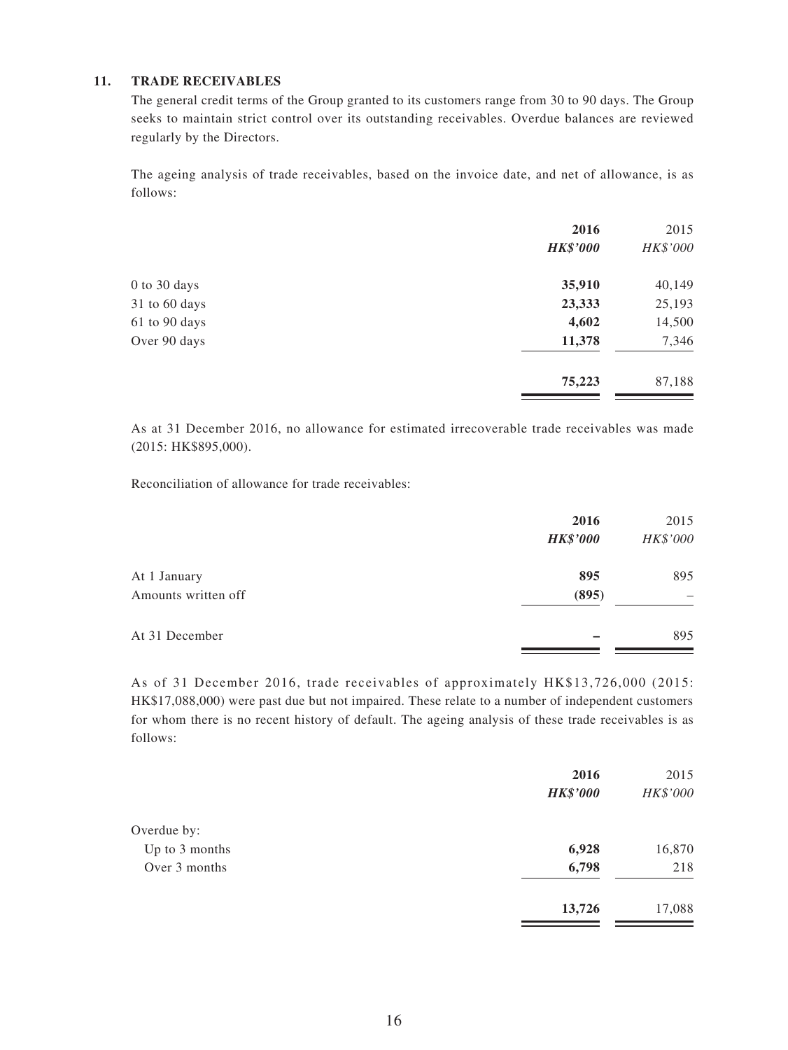### 11. TRADE RECEIVABLES

The general credit terms of the Group granted to its customers range from 30 to 90 days. The Group seeks to maintain strict control over its outstanding receivables. Overdue balances are reviewed regularly by the Directors.

The ageing analysis of trade receivables, based on the invoice date, and net of allowance, is as follows:

| | **2016** | 2015 |
|---|---|---|
| | ***HK$'000*** | *HK$'000* |
| 0 to 30 days | **35,910** | 40,149 |
| 31 to 60 days | **23,333** | 25,193 |
| 61 to 90 days | **4,602** | 14,500 |
| Over 90 days | **11,378** | 7,346 |
| | **75,223** | 87,188 |

As at 31 December 2016, no allowance for estimated irrecoverable trade receivables was made (2015: HK$895,000).

Reconciliation of allowance for trade receivables:

| | **2016** | 2015 |
|---|---|---|
| | ***HK$'000*** | *HK$'000* |
| At 1 January | **895** | 895 |
| Amounts written off | **(895)** | – |
| At 31 December | **–** | 895 |

As of 31 December 2016, trade receivables of approximately HK$13,726,000 (2015: HK$17,088,000) were past due but not impaired. These relate to a number of independent customers for whom there is no recent history of default. The ageing analysis of these trade receivables is as follows:

| | **2016** | 2015 |
|---|---|---|
| | ***HK$'000*** | *HK$'000* |
| Overdue by: | | |
| Up to 3 months | **6,928** | 16,870 |
| Over 3 months | **6,798** | 218 |
| | **13,726** | 17,088 |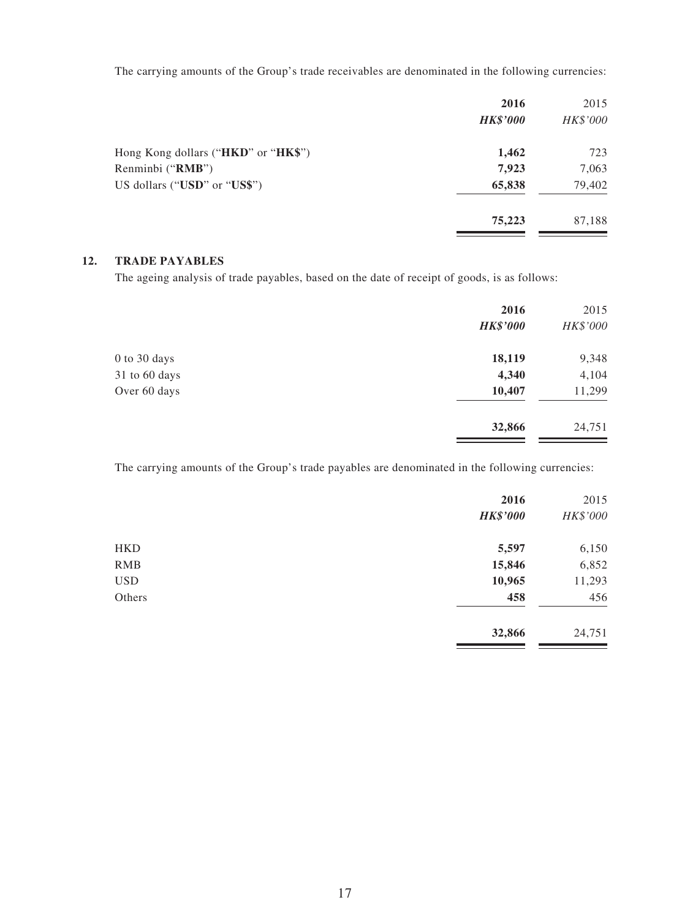The carrying amounts of the Group's trade receivables are denominated in the following currencies:

| | 2016 | 2015 |
|---|---|---|
| | ***HK$'000*** | *HK$'000* |
| Hong Kong dollars ("**HKD**" or "**HK$**") | **1,462** | 723 |
| Renminbi ("**RMB**") | **7,923** | 7,063 |
| US dollars ("**USD**" or "**US$**") | **65,838** | 79,402 |
| | **75,223** | 87,188 |

## 12. TRADE PAYABLES

The ageing analysis of trade payables, based on the date of receipt of goods, is as follows:

| | 2016 | 2015 |
|---|---|---|
| | ***HK$'000*** | *HK$'000* |
| 0 to 30 days | **18,119** | 9,348 |
| 31 to 60 days | **4,340** | 4,104 |
| Over 60 days | **10,407** | 11,299 |
| | **32,866** | 24,751 |

The carrying amounts of the Group's trade payables are denominated in the following currencies:

| | 2016 | 2015 |
|---|---|---|
| | ***HK$'000*** | *HK$'000* |
| HKD | **5,597** | 6,150 |
| RMB | **15,846** | 6,852 |
| USD | **10,965** | 11,293 |
| Others | **458** | 456 |
| | **32,866** | 24,751 |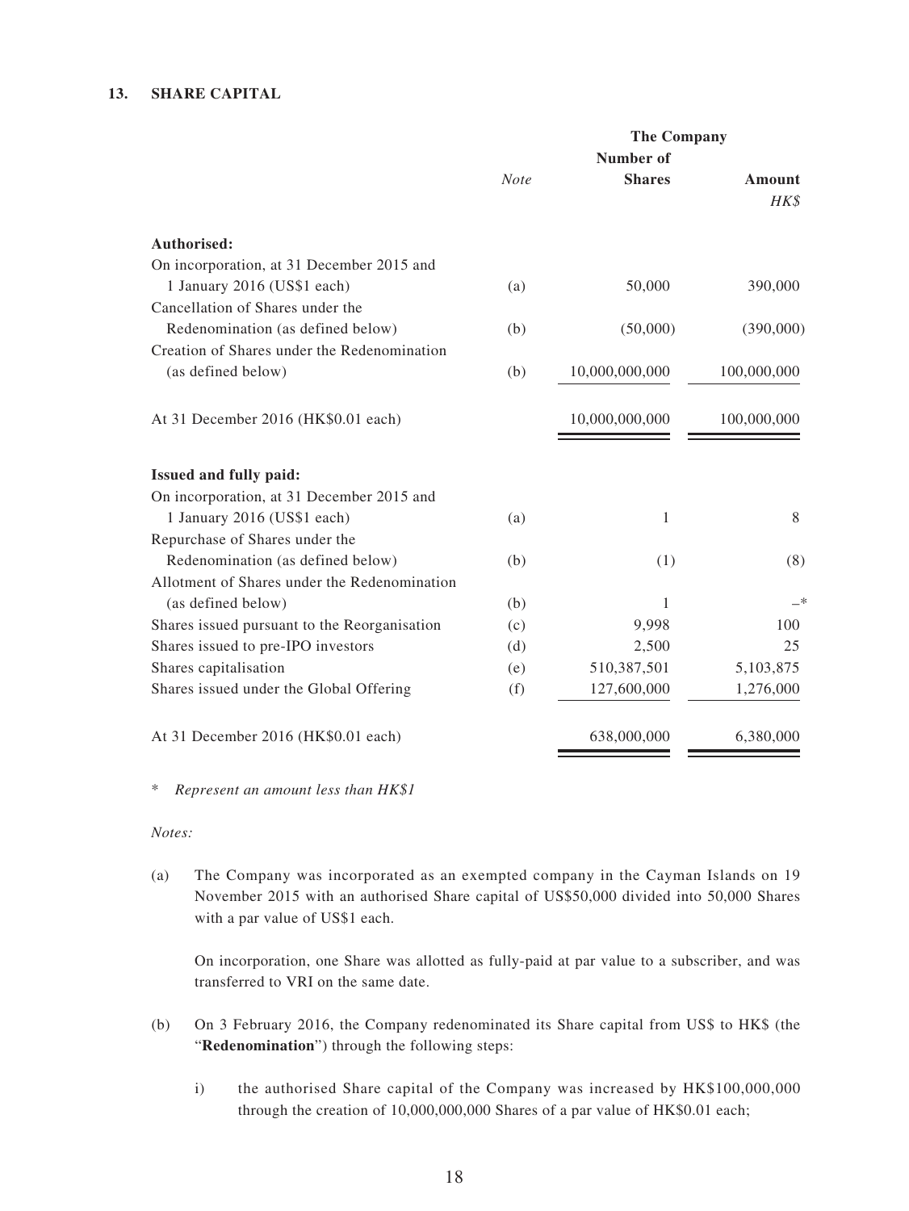## 13. SHARE CAPITAL

| | | The Company | |
|---|---|---|---|
| | *Note* | Number of Shares | Amount *HK$* |
| **Authorised:** | | | |
| On incorporation, at 31 December 2015 and 1 January 2016 (US$1 each) | (a) | 50,000 | 390,000 |
| Cancellation of Shares under the Redenomination (as defined below) | (b) | (50,000) | (390,000) |
| Creation of Shares under the Redenomination (as defined below) | (b) | 10,000,000,000 | 100,000,000 |
| At 31 December 2016 (HK$0.01 each) | | 10,000,000,000 | 100,000,000 |
| **Issued and fully paid:** | | | |
| On incorporation, at 31 December 2015 and 1 January 2016 (US$1 each) | (a) | 1 | 8 |
| Repurchase of Shares under the Redenomination (as defined below) | (b) | (1) | (8) |
| Allotment of Shares under the Redenomination (as defined below) | (b) | 1 | –* |
| Shares issued pursuant to the Reorganisation | (c) | 9,998 | 100 |
| Shares issued to pre-IPO investors | (d) | 2,500 | 25 |
| Shares capitalisation | (e) | 510,387,501 | 5,103,875 |
| Shares issued under the Global Offering | (f) | 127,600,000 | 1,276,000 |
| At 31 December 2016 (HK$0.01 each) | | 638,000,000 | 6,380,000 |

\* *Represent an amount less than HK$1*

*Notes:*

(a) The Company was incorporated as an exempted company in the Cayman Islands on 19 November 2015 with an authorised Share capital of US$50,000 divided into 50,000 Shares with a par value of US$1 each.

On incorporation, one Share was allotted as fully-paid at par value to a subscriber, and was transferred to VRI on the same date.

(b) On 3 February 2016, the Company redenominated its Share capital from US$ to HK$ (the "**Redenomination**") through the following steps:

i) the authorised Share capital of the Company was increased by HK$100,000,000 through the creation of 10,000,000,000 Shares of a par value of HK$0.01 each;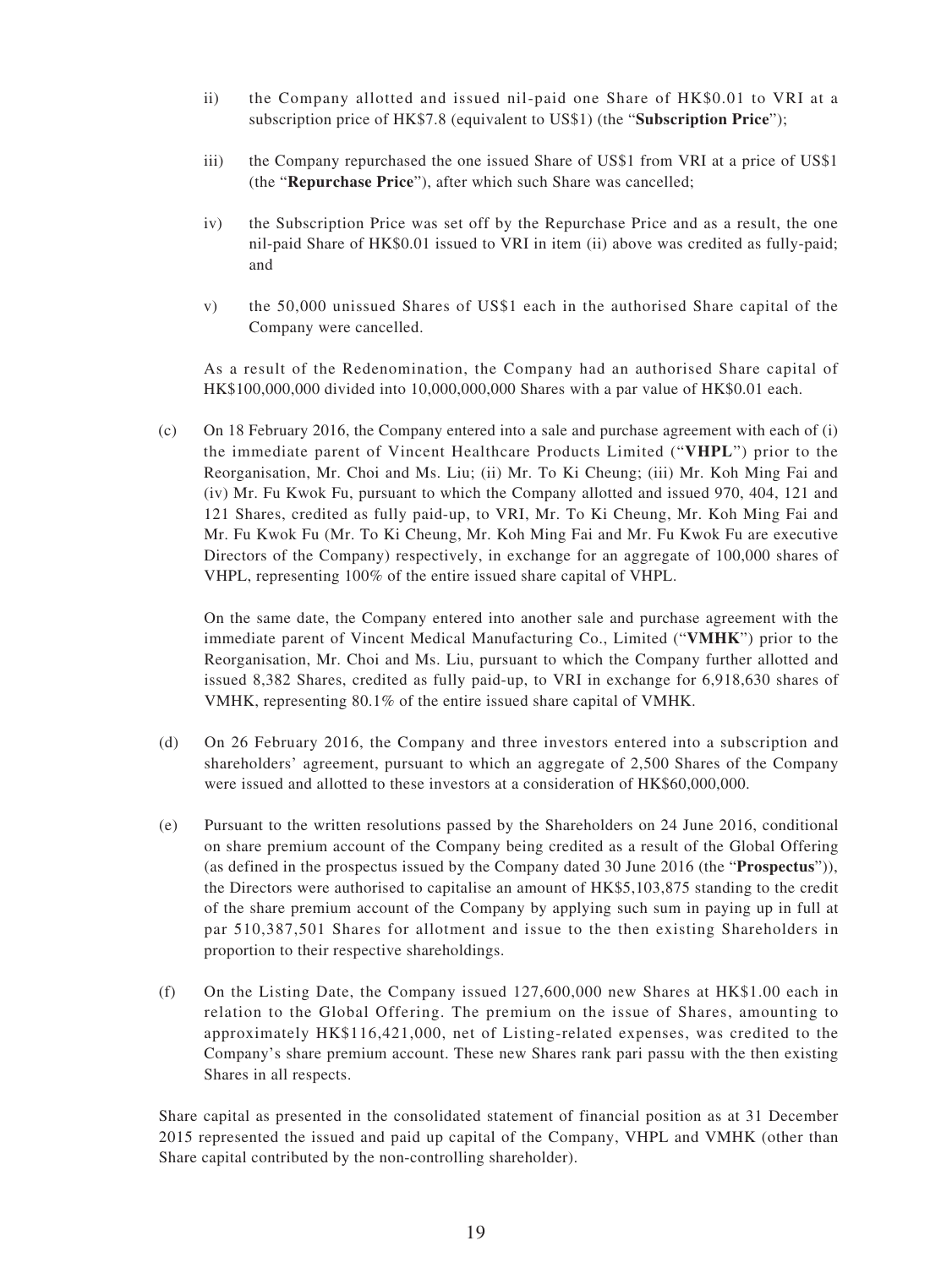ii) the Company allotted and issued nil-paid one Share of HK$0.01 to VRI at a subscription price of HK$7.8 (equivalent to US$1) (the "**Subscription Price**");

iii) the Company repurchased the one issued Share of US$1 from VRI at a price of US$1 (the "**Repurchase Price**"), after which such Share was cancelled;

iv) the Subscription Price was set off by the Repurchase Price and as a result, the one nil-paid Share of HK$0.01 issued to VRI in item (ii) above was credited as fully-paid; and

v) the 50,000 unissued Shares of US$1 each in the authorised Share capital of the Company were cancelled.

As a result of the Redenomination, the Company had an authorised Share capital of HK$100,000,000 divided into 10,000,000,000 Shares with a par value of HK$0.01 each.

(c) On 18 February 2016, the Company entered into a sale and purchase agreement with each of (i) the immediate parent of Vincent Healthcare Products Limited ("**VHPL**") prior to the Reorganisation, Mr. Choi and Ms. Liu; (ii) Mr. To Ki Cheung; (iii) Mr. Koh Ming Fai and (iv) Mr. Fu Kwok Fu, pursuant to which the Company allotted and issued 970, 404, 121 and 121 Shares, credited as fully paid-up, to VRI, Mr. To Ki Cheung, Mr. Koh Ming Fai and Mr. Fu Kwok Fu (Mr. To Ki Cheung, Mr. Koh Ming Fai and Mr. Fu Kwok Fu are executive Directors of the Company) respectively, in exchange for an aggregate of 100,000 shares of VHPL, representing 100% of the entire issued share capital of VHPL.

On the same date, the Company entered into another sale and purchase agreement with the immediate parent of Vincent Medical Manufacturing Co., Limited ("**VMHK**") prior to the Reorganisation, Mr. Choi and Ms. Liu, pursuant to which the Company further allotted and issued 8,382 Shares, credited as fully paid-up, to VRI in exchange for 6,918,630 shares of VMHK, representing 80.1% of the entire issued share capital of VMHK.

(d) On 26 February 2016, the Company and three investors entered into a subscription and shareholders' agreement, pursuant to which an aggregate of 2,500 Shares of the Company were issued and allotted to these investors at a consideration of HK$60,000,000.

(e) Pursuant to the written resolutions passed by the Shareholders on 24 June 2016, conditional on share premium account of the Company being credited as a result of the Global Offering (as defined in the prospectus issued by the Company dated 30 June 2016 (the "**Prospectus**")), the Directors were authorised to capitalise an amount of HK$5,103,875 standing to the credit of the share premium account of the Company by applying such sum in paying up in full at par 510,387,501 Shares for allotment and issue to the then existing Shareholders in proportion to their respective shareholdings.

(f) On the Listing Date, the Company issued 127,600,000 new Shares at HK$1.00 each in relation to the Global Offering. The premium on the issue of Shares, amounting to approximately HK$116,421,000, net of Listing-related expenses, was credited to the Company's share premium account. These new Shares rank pari passu with the then existing Shares in all respects.

Share capital as presented in the consolidated statement of financial position as at 31 December 2015 represented the issued and paid up capital of the Company, VHPL and VMHK (other than Share capital contributed by the non-controlling shareholder).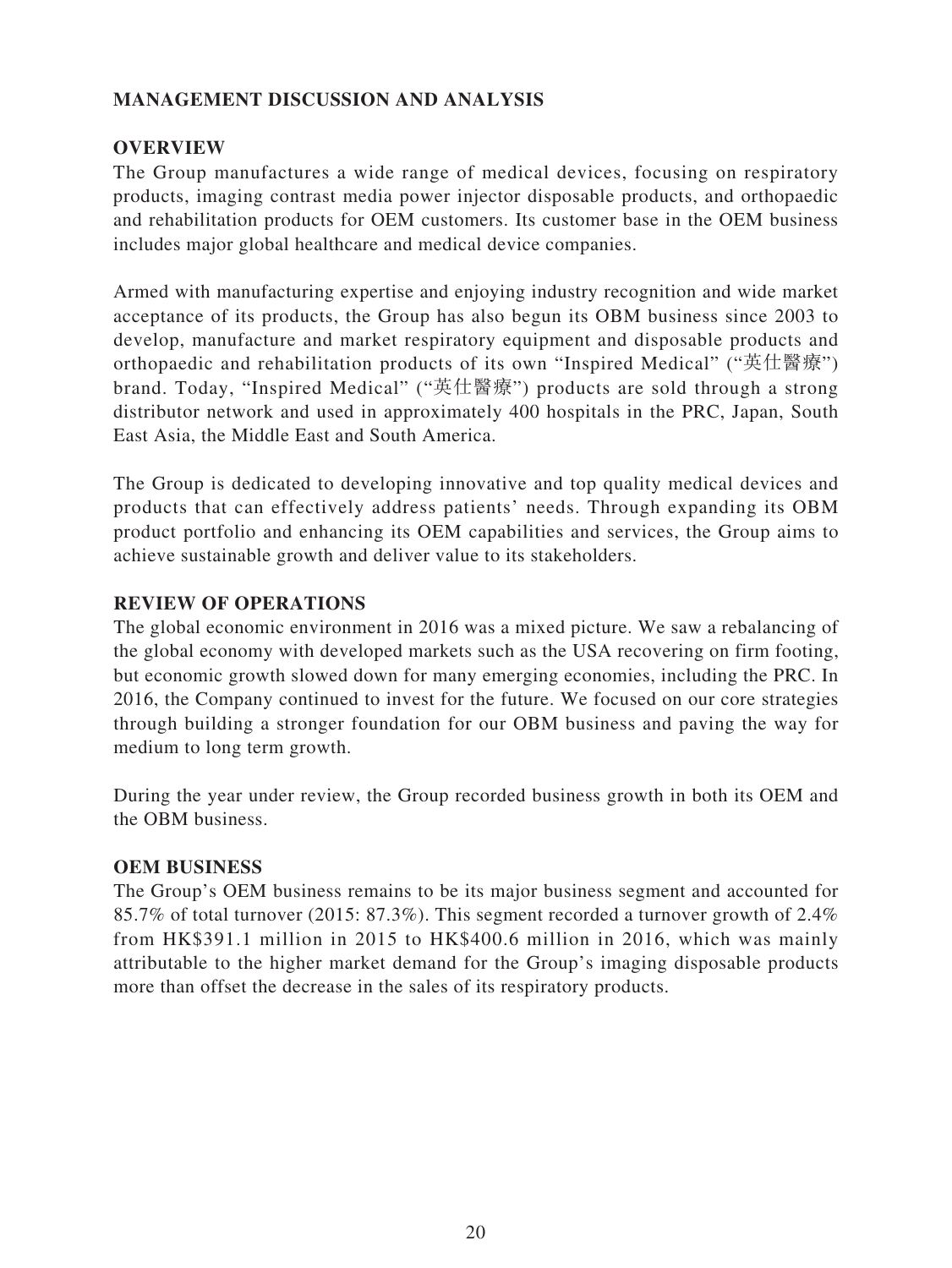## MANAGEMENT DISCUSSION AND ANALYSIS

### OVERVIEW

The Group manufactures a wide range of medical devices, focusing on respiratory products, imaging contrast media power injector disposable products, and orthopaedic and rehabilitation products for OEM customers. Its customer base in the OEM business includes major global healthcare and medical device companies.

Armed with manufacturing expertise and enjoying industry recognition and wide market acceptance of its products, the Group has also begun its OBM business since 2003 to develop, manufacture and market respiratory equipment and disposable products and orthopaedic and rehabilitation products of its own "Inspired Medical" ("英仕醫療") brand. Today, "Inspired Medical" ("英仕醫療") products are sold through a strong distributor network and used in approximately 400 hospitals in the PRC, Japan, South East Asia, the Middle East and South America.

The Group is dedicated to developing innovative and top quality medical devices and products that can effectively address patients' needs. Through expanding its OBM product portfolio and enhancing its OEM capabilities and services, the Group aims to achieve sustainable growth and deliver value to its stakeholders.

### REVIEW OF OPERATIONS

The global economic environment in 2016 was a mixed picture. We saw a rebalancing of the global economy with developed markets such as the USA recovering on firm footing, but economic growth slowed down for many emerging economies, including the PRC. In 2016, the Company continued to invest for the future. We focused on our core strategies through building a stronger foundation for our OBM business and paving the way for medium to long term growth.

During the year under review, the Group recorded business growth in both its OEM and the OBM business.

### OEM BUSINESS

The Group's OEM business remains to be its major business segment and accounted for 85.7% of total turnover (2015: 87.3%). This segment recorded a turnover growth of 2.4% from HK$391.1 million in 2015 to HK$400.6 million in 2016, which was mainly attributable to the higher market demand for the Group's imaging disposable products more than offset the decrease in the sales of its respiratory products.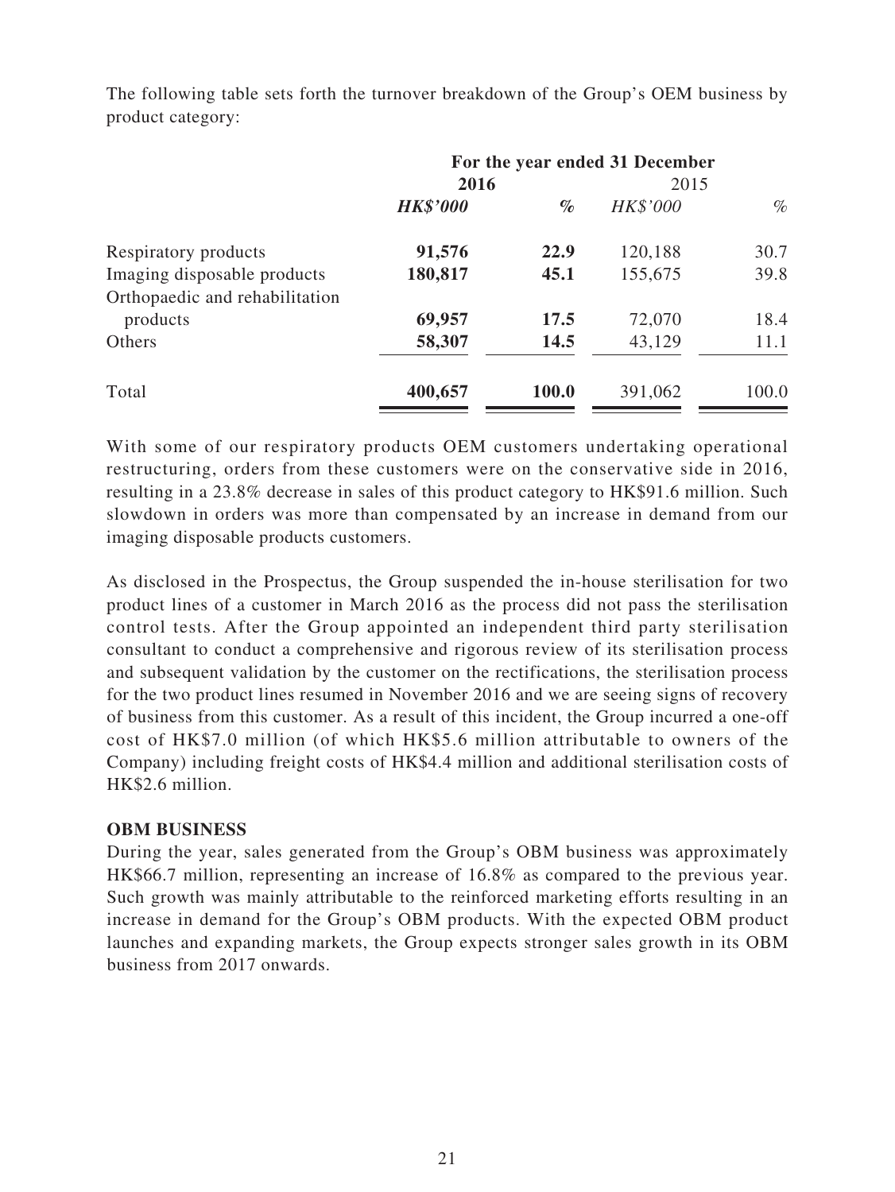The following table sets forth the turnover breakdown of the Group's OEM business by product category:

| | For the year ended 31 December | | | |
|---|---|---|---|---|
| | **2016** | | 2015 | |
| | ***HK$'000*** | ***%*** | *HK$'000* | *%* |
| Respiratory products | **91,576** | **22.9** | 120,188 | 30.7 |
| Imaging disposable products | **180,817** | **45.1** | 155,675 | 39.8 |
| Orthopaedic and rehabilitation products | **69,957** | **17.5** | 72,070 | 18.4 |
| Others | **58,307** | **14.5** | 43,129 | 11.1 |
| Total | **400,657** | **100.0** | 391,062 | 100.0 |

With some of our respiratory products OEM customers undertaking operational restructuring, orders from these customers were on the conservative side in 2016, resulting in a 23.8% decrease in sales of this product category to HK$91.6 million. Such slowdown in orders was more than compensated by an increase in demand from our imaging disposable products customers.

As disclosed in the Prospectus, the Group suspended the in-house sterilisation for two product lines of a customer in March 2016 as the process did not pass the sterilisation control tests. After the Group appointed an independent third party sterilisation consultant to conduct a comprehensive and rigorous review of its sterilisation process and subsequent validation by the customer on the rectifications, the sterilisation process for the two product lines resumed in November 2016 and we are seeing signs of recovery of business from this customer. As a result of this incident, the Group incurred a one-off cost of HK$7.0 million (of which HK$5.6 million attributable to owners of the Company) including freight costs of HK$4.4 million and additional sterilisation costs of HK$2.6 million.

**OBM BUSINESS**

During the year, sales generated from the Group's OBM business was approximately HK$66.7 million, representing an increase of 16.8% as compared to the previous year. Such growth was mainly attributable to the reinforced marketing efforts resulting in an increase in demand for the Group's OBM products. With the expected OBM product launches and expanding markets, the Group expects stronger sales growth in its OBM business from 2017 onwards.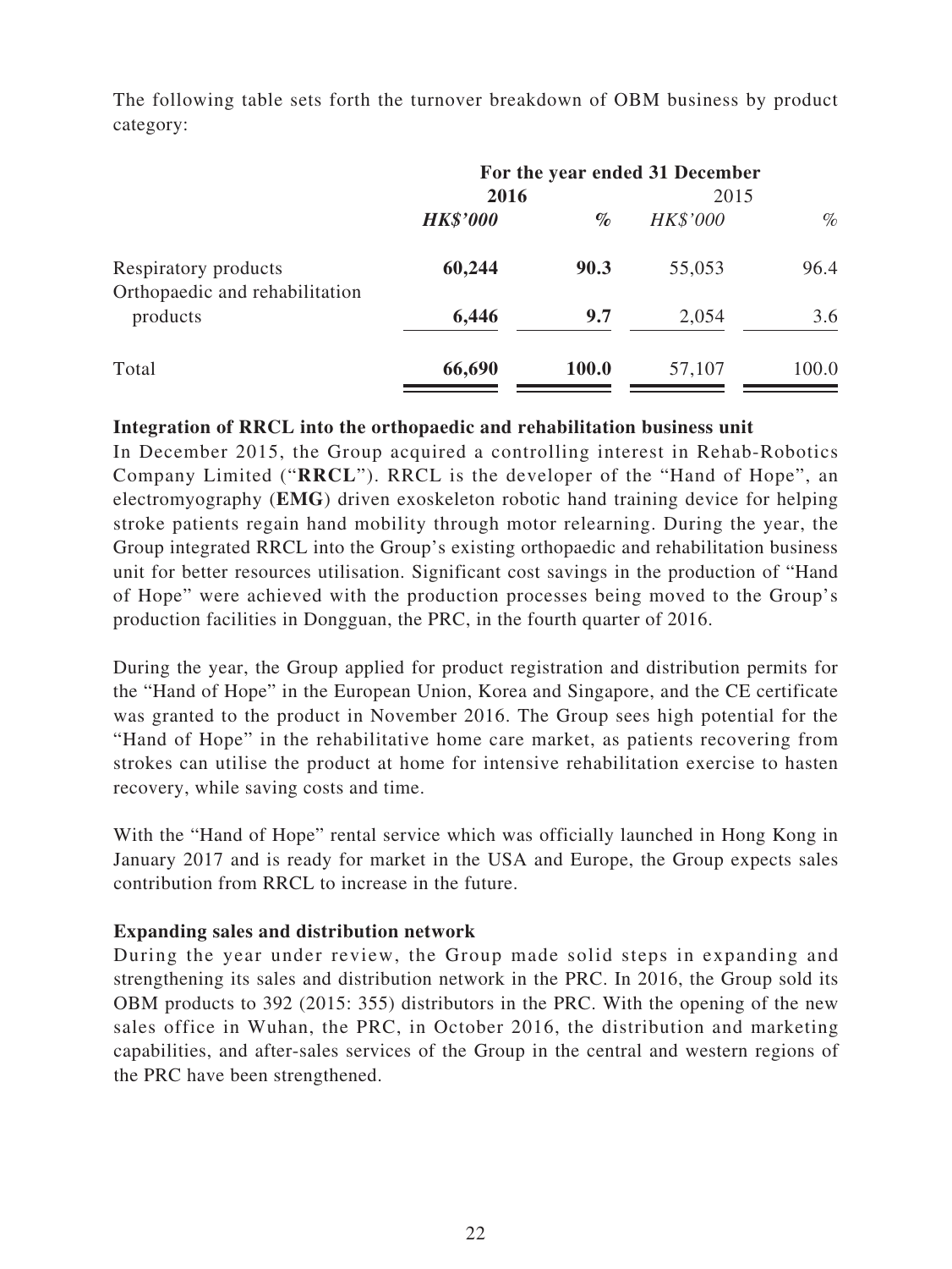The following table sets forth the turnover breakdown of OBM business by product category:

| | For the year ended 31 December | | | |
|---|---|---|---|---|
| | **2016** | | 2015 | |
| | ***HK$'000*** | ***%*** | *HK$'000* | *%* |
| Respiratory products | **60,244** | **90.3** | 55,053 | 96.4 |
| Orthopaedic and rehabilitation products | **6,446** | **9.7** | 2,054 | 3.6 |
| Total | **66,690** | **100.0** | 57,107 | 100.0 |

**Integration of RRCL into the orthopaedic and rehabilitation business unit**

In December 2015, the Group acquired a controlling interest in Rehab-Robotics Company Limited ("**RRCL**"). RRCL is the developer of the "Hand of Hope", an electromyography (**EMG**) driven exoskeleton robotic hand training device for helping stroke patients regain hand mobility through motor relearning. During the year, the Group integrated RRCL into the Group's existing orthopaedic and rehabilitation business unit for better resources utilisation. Significant cost savings in the production of "Hand of Hope" were achieved with the production processes being moved to the Group's production facilities in Dongguan, the PRC, in the fourth quarter of 2016.

During the year, the Group applied for product registration and distribution permits for the "Hand of Hope" in the European Union, Korea and Singapore, and the CE certificate was granted to the product in November 2016. The Group sees high potential for the "Hand of Hope" in the rehabilitative home care market, as patients recovering from strokes can utilise the product at home for intensive rehabilitation exercise to hasten recovery, while saving costs and time.

With the "Hand of Hope" rental service which was officially launched in Hong Kong in January 2017 and is ready for market in the USA and Europe, the Group expects sales contribution from RRCL to increase in the future.

**Expanding sales and distribution network**

During the year under review, the Group made solid steps in expanding and strengthening its sales and distribution network in the PRC. In 2016, the Group sold its OBM products to 392 (2015: 355) distributors in the PRC. With the opening of the new sales office in Wuhan, the PRC, in October 2016, the distribution and marketing capabilities, and after-sales services of the Group in the central and western regions of the PRC have been strengthened.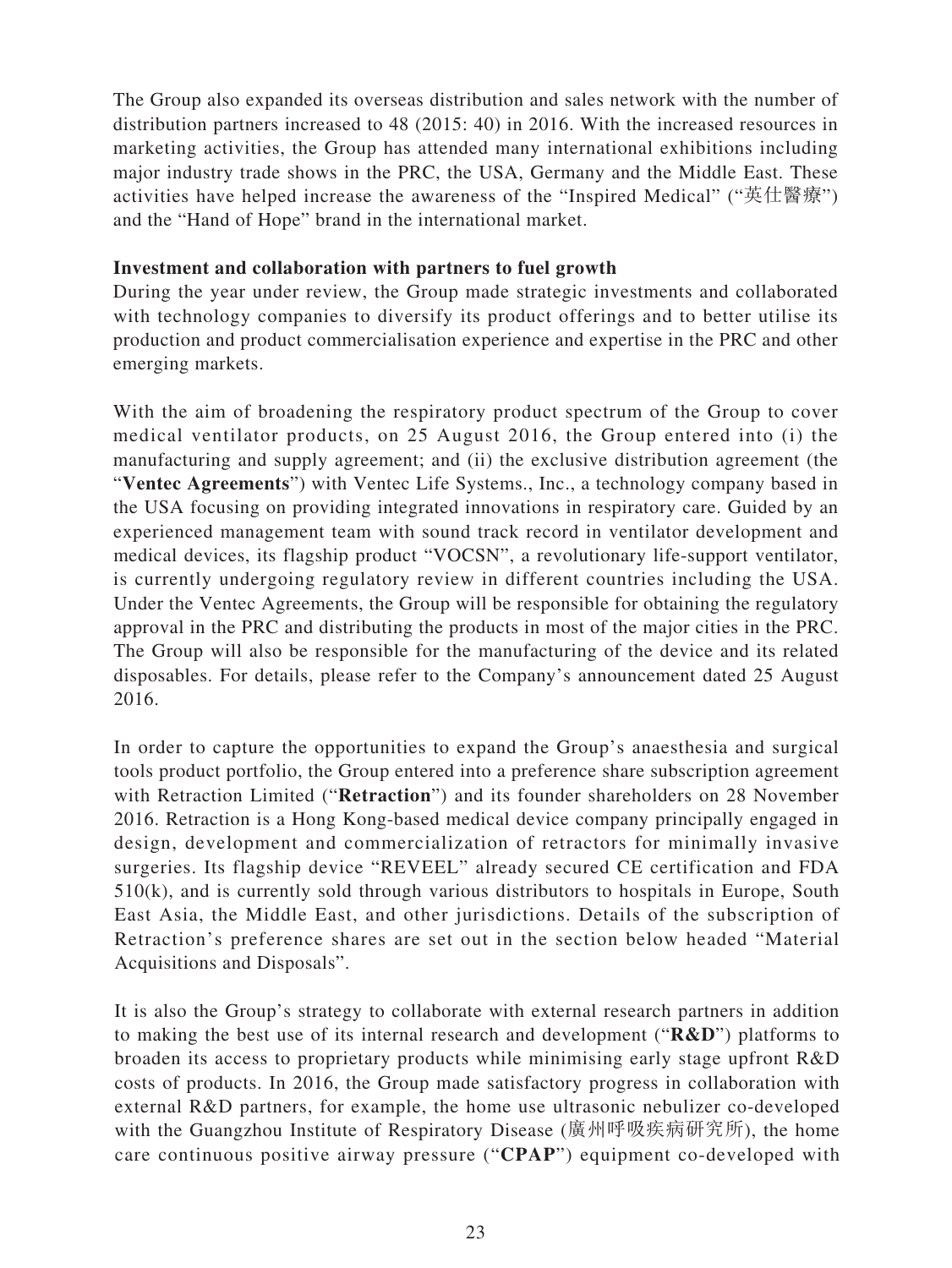The Group also expanded its overseas distribution and sales network with the number of distribution partners increased to 48 (2015: 40) in 2016. With the increased resources in marketing activities, the Group has attended many international exhibitions including major industry trade shows in the PRC, the USA, Germany and the Middle East. These activities have helped increase the awareness of the "Inspired Medical" ("英仕醫療") and the "Hand of Hope" brand in the international market.

**Investment and collaboration with partners to fuel growth**

During the year under review, the Group made strategic investments and collaborated with technology companies to diversify its product offerings and to better utilise its production and product commercialisation experience and expertise in the PRC and other emerging markets.

With the aim of broadening the respiratory product spectrum of the Group to cover medical ventilator products, on 25 August 2016, the Group entered into (i) the manufacturing and supply agreement; and (ii) the exclusive distribution agreement (the "**Ventec Agreements**") with Ventec Life Systems., Inc., a technology company based in the USA focusing on providing integrated innovations in respiratory care. Guided by an experienced management team with sound track record in ventilator development and medical devices, its flagship product "VOCSN", a revolutionary life-support ventilator, is currently undergoing regulatory review in different countries including the USA. Under the Ventec Agreements, the Group will be responsible for obtaining the regulatory approval in the PRC and distributing the products in most of the major cities in the PRC. The Group will also be responsible for the manufacturing of the device and its related disposables. For details, please refer to the Company's announcement dated 25 August 2016.

In order to capture the opportunities to expand the Group's anaesthesia and surgical tools product portfolio, the Group entered into a preference share subscription agreement with Retraction Limited ("**Retraction**") and its founder shareholders on 28 November 2016. Retraction is a Hong Kong-based medical device company principally engaged in design, development and commercialization of retractors for minimally invasive surgeries. Its flagship device "REVEEL" already secured CE certification and FDA 510(k), and is currently sold through various distributors to hospitals in Europe, South East Asia, the Middle East, and other jurisdictions. Details of the subscription of Retraction's preference shares are set out in the section below headed "Material Acquisitions and Disposals".

It is also the Group's strategy to collaborate with external research partners in addition to making the best use of its internal research and development ("**R&D**") platforms to broaden its access to proprietary products while minimising early stage upfront R&D costs of products. In 2016, the Group made satisfactory progress in collaboration with external R&D partners, for example, the home use ultrasonic nebulizer co-developed with the Guangzhou Institute of Respiratory Disease (廣州呼吸疾病研究所), the home care continuous positive airway pressure ("**CPAP**") equipment co-developed with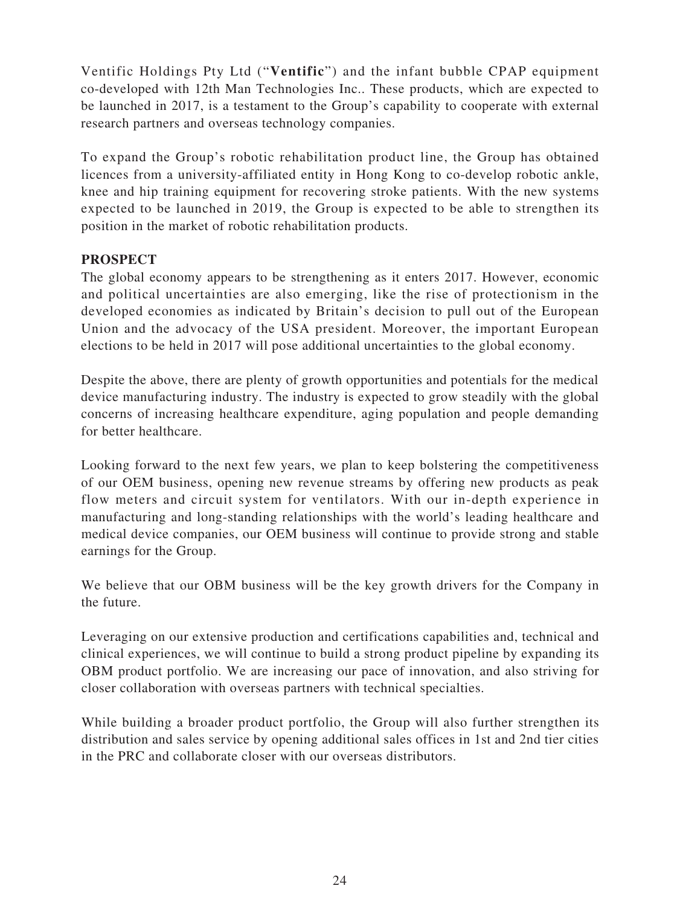Ventific Holdings Pty Ltd ("**Ventific**") and the infant bubble CPAP equipment co-developed with 12th Man Technologies Inc.. These products, which are expected to be launched in 2017, is a testament to the Group's capability to cooperate with external research partners and overseas technology companies.

To expand the Group's robotic rehabilitation product line, the Group has obtained licences from a university-affiliated entity in Hong Kong to co-develop robotic ankle, knee and hip training equipment for recovering stroke patients. With the new systems expected to be launched in 2019, the Group is expected to be able to strengthen its position in the market of robotic rehabilitation products.

**PROSPECT**

The global economy appears to be strengthening as it enters 2017. However, economic and political uncertainties are also emerging, like the rise of protectionism in the developed economies as indicated by Britain's decision to pull out of the European Union and the advocacy of the USA president. Moreover, the important European elections to be held in 2017 will pose additional uncertainties to the global economy.

Despite the above, there are plenty of growth opportunities and potentials for the medical device manufacturing industry. The industry is expected to grow steadily with the global concerns of increasing healthcare expenditure, aging population and people demanding for better healthcare.

Looking forward to the next few years, we plan to keep bolstering the competitiveness of our OEM business, opening new revenue streams by offering new products as peak flow meters and circuit system for ventilators. With our in-depth experience in manufacturing and long-standing relationships with the world's leading healthcare and medical device companies, our OEM business will continue to provide strong and stable earnings for the Group.

We believe that our OBM business will be the key growth drivers for the Company in the future.

Leveraging on our extensive production and certifications capabilities and, technical and clinical experiences, we will continue to build a strong product pipeline by expanding its OBM product portfolio. We are increasing our pace of innovation, and also striving for closer collaboration with overseas partners with technical specialties.

While building a broader product portfolio, the Group will also further strengthen its distribution and sales service by opening additional sales offices in 1st and 2nd tier cities in the PRC and collaborate closer with our overseas distributors.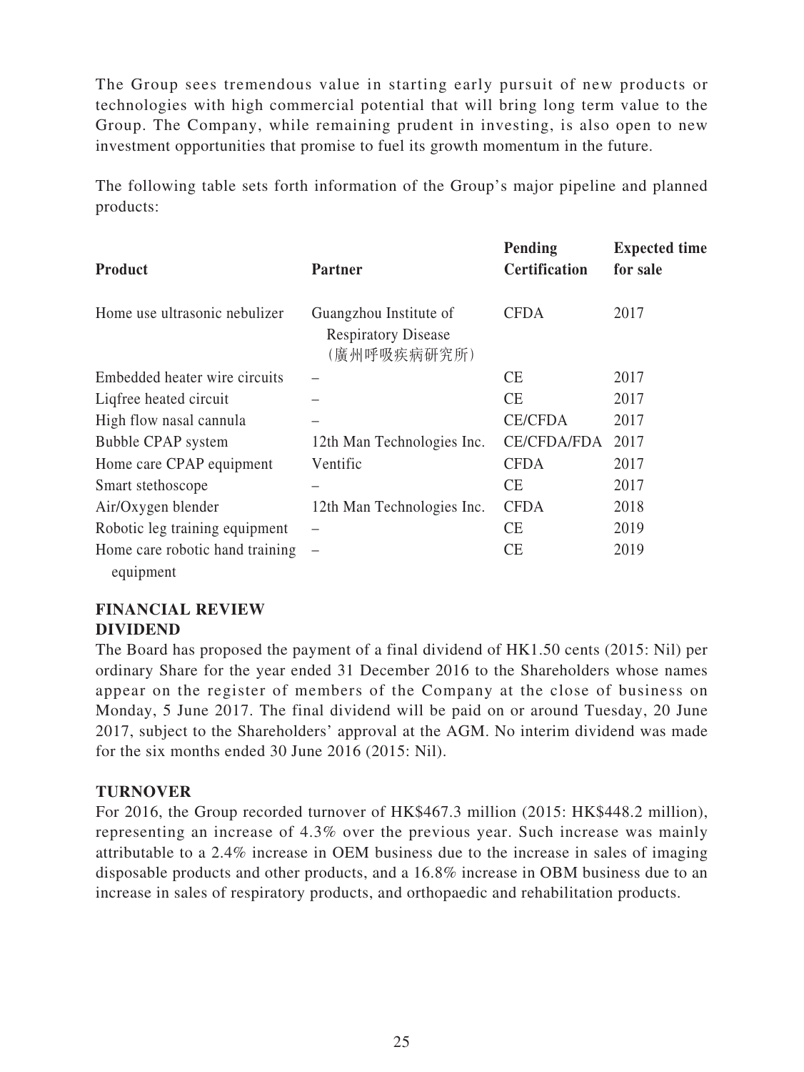The Group sees tremendous value in starting early pursuit of new products or technologies with high commercial potential that will bring long term value to the Group. The Company, while remaining prudent in investing, is also open to new investment opportunities that promise to fuel its growth momentum in the future.

The following table sets forth information of the Group's major pipeline and planned products:

| Product | Partner | Pending Certification | Expected time for sale |
|---|---|---|---|
| Home use ultrasonic nebulizer | Guangzhou Institute of Respiratory Disease (廣州呼吸疾病研究所) | CFDA | 2017 |
| Embedded heater wire circuits | – | CE | 2017 |
| Liqfree heated circuit | – | CE | 2017 |
| High flow nasal cannula | – | CE/CFDA | 2017 |
| Bubble CPAP system | 12th Man Technologies Inc. | CE/CFDA/FDA | 2017 |
| Home care CPAP equipment | Ventific | CFDA | 2017 |
| Smart stethoscope | – | CE | 2017 |
| Air/Oxygen blender | 12th Man Technologies Inc. | CFDA | 2018 |
| Robotic leg training equipment | – | CE | 2019 |
| Home care robotic hand training equipment | – | CE | 2019 |

## FINANCIAL REVIEW

### DIVIDEND

The Board has proposed the payment of a final dividend of HK1.50 cents (2015: Nil) per ordinary Share for the year ended 31 December 2016 to the Shareholders whose names appear on the register of members of the Company at the close of business on Monday, 5 June 2017. The final dividend will be paid on or around Tuesday, 20 June 2017, subject to the Shareholders' approval at the AGM. No interim dividend was made for the six months ended 30 June 2016 (2015: Nil).

### TURNOVER

For 2016, the Group recorded turnover of HK$467.3 million (2015: HK$448.2 million), representing an increase of 4.3% over the previous year. Such increase was mainly attributable to a 2.4% increase in OEM business due to the increase in sales of imaging disposable products and other products, and a 16.8% increase in OBM business due to an increase in sales of respiratory products, and orthopaedic and rehabilitation products.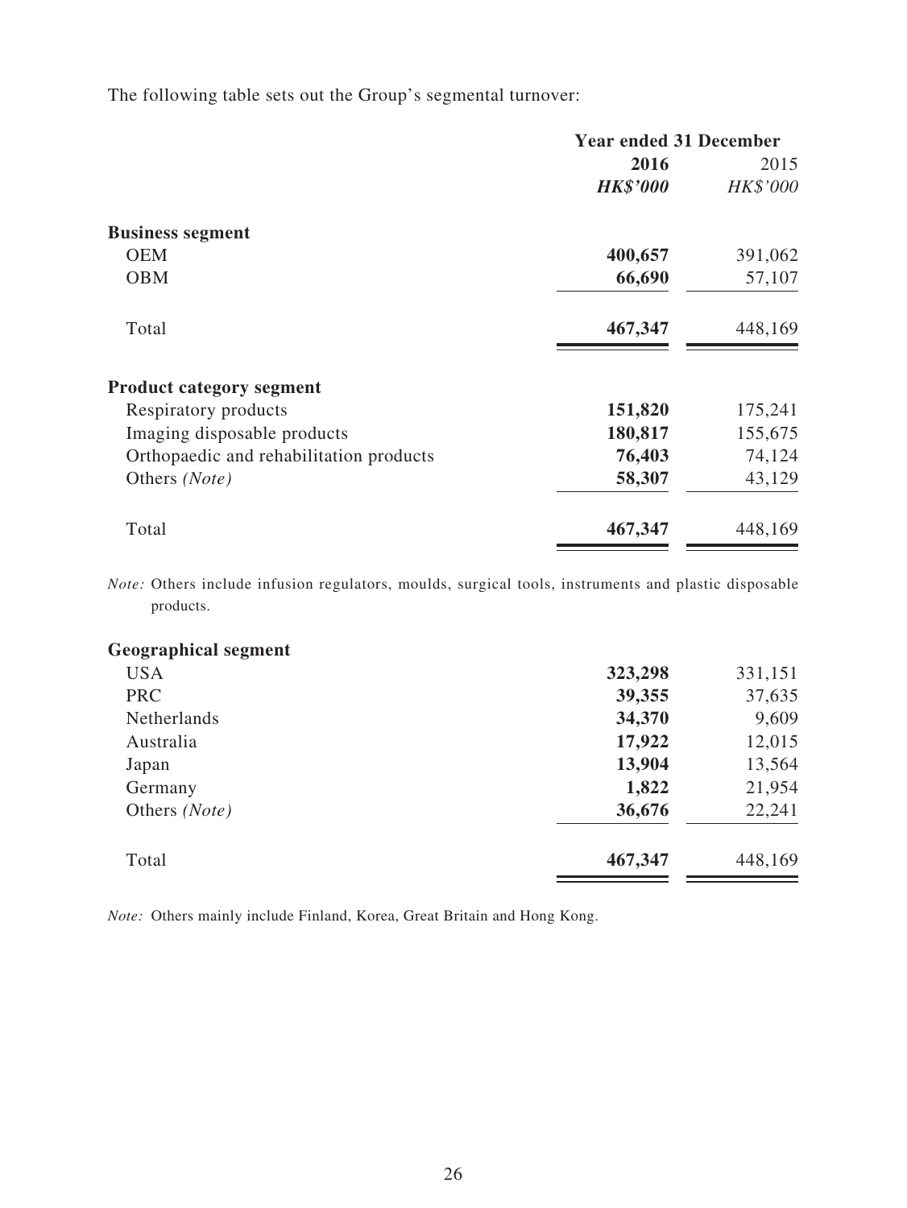The following table sets out the Group's segmental turnover:

| | Year ended 31 December | |
|---|---|---|
| | **2016** | 2015 |
| | ***HK$'000*** | *HK$'000* |
| **Business segment** | | |
| OEM | **400,657** | 391,062 |
| OBM | **66,690** | 57,107 |
| Total | **467,347** | 448,169 |
| **Product category segment** | | |
| Respiratory products | **151,820** | 175,241 |
| Imaging disposable products | **180,817** | 155,675 |
| Orthopaedic and rehabilitation products | **76,403** | 74,124 |
| Others *(Note)* | **58,307** | 43,129 |
| Total | **467,347** | 448,169 |

*Note:* Others include infusion regulators, moulds, surgical tools, instruments and plastic disposable products.

| | | |
|---|---|---|
| **Geographical segment** | | |
| USA | **323,298** | 331,151 |
| PRC | **39,355** | 37,635 |
| Netherlands | **34,370** | 9,609 |
| Australia | **17,922** | 12,015 |
| Japan | **13,904** | 13,564 |
| Germany | **1,822** | 21,954 |
| Others *(Note)* | **36,676** | 22,241 |
| Total | **467,347** | 448,169 |

*Note:* Others mainly include Finland, Korea, Great Britain and Hong Kong.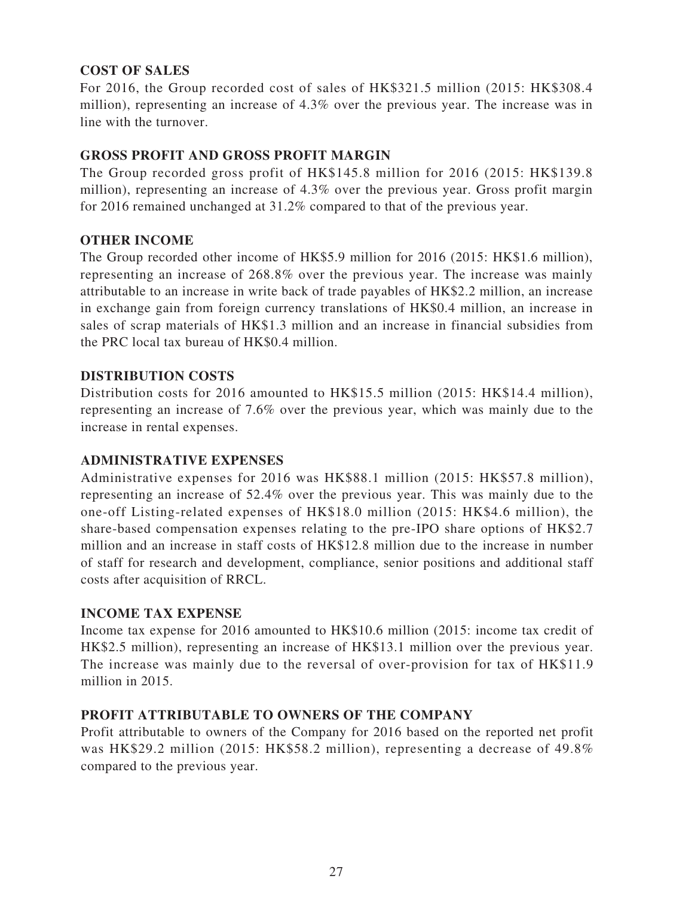## COST OF SALES

For 2016, the Group recorded cost of sales of HK$321.5 million (2015: HK$308.4 million), representing an increase of 4.3% over the previous year. The increase was in line with the turnover.

## GROSS PROFIT AND GROSS PROFIT MARGIN

The Group recorded gross profit of HK$145.8 million for 2016 (2015: HK$139.8 million), representing an increase of 4.3% over the previous year. Gross profit margin for 2016 remained unchanged at 31.2% compared to that of the previous year.

## OTHER INCOME

The Group recorded other income of HK$5.9 million for 2016 (2015: HK$1.6 million), representing an increase of 268.8% over the previous year. The increase was mainly attributable to an increase in write back of trade payables of HK$2.2 million, an increase in exchange gain from foreign currency translations of HK$0.4 million, an increase in sales of scrap materials of HK$1.3 million and an increase in financial subsidies from the PRC local tax bureau of HK$0.4 million.

## DISTRIBUTION COSTS

Distribution costs for 2016 amounted to HK$15.5 million (2015: HK$14.4 million), representing an increase of 7.6% over the previous year, which was mainly due to the increase in rental expenses.

## ADMINISTRATIVE EXPENSES

Administrative expenses for 2016 was HK$88.1 million (2015: HK$57.8 million), representing an increase of 52.4% over the previous year. This was mainly due to the one-off Listing-related expenses of HK$18.0 million (2015: HK$4.6 million), the share-based compensation expenses relating to the pre-IPO share options of HK$2.7 million and an increase in staff costs of HK$12.8 million due to the increase in number of staff for research and development, compliance, senior positions and additional staff costs after acquisition of RRCL.

## INCOME TAX EXPENSE

Income tax expense for 2016 amounted to HK$10.6 million (2015: income tax credit of HK$2.5 million), representing an increase of HK$13.1 million over the previous year. The increase was mainly due to the reversal of over-provision for tax of HK$11.9 million in 2015.

## PROFIT ATTRIBUTABLE TO OWNERS OF THE COMPANY

Profit attributable to owners of the Company for 2016 based on the reported net profit was HK$29.2 million (2015: HK$58.2 million), representing a decrease of 49.8% compared to the previous year.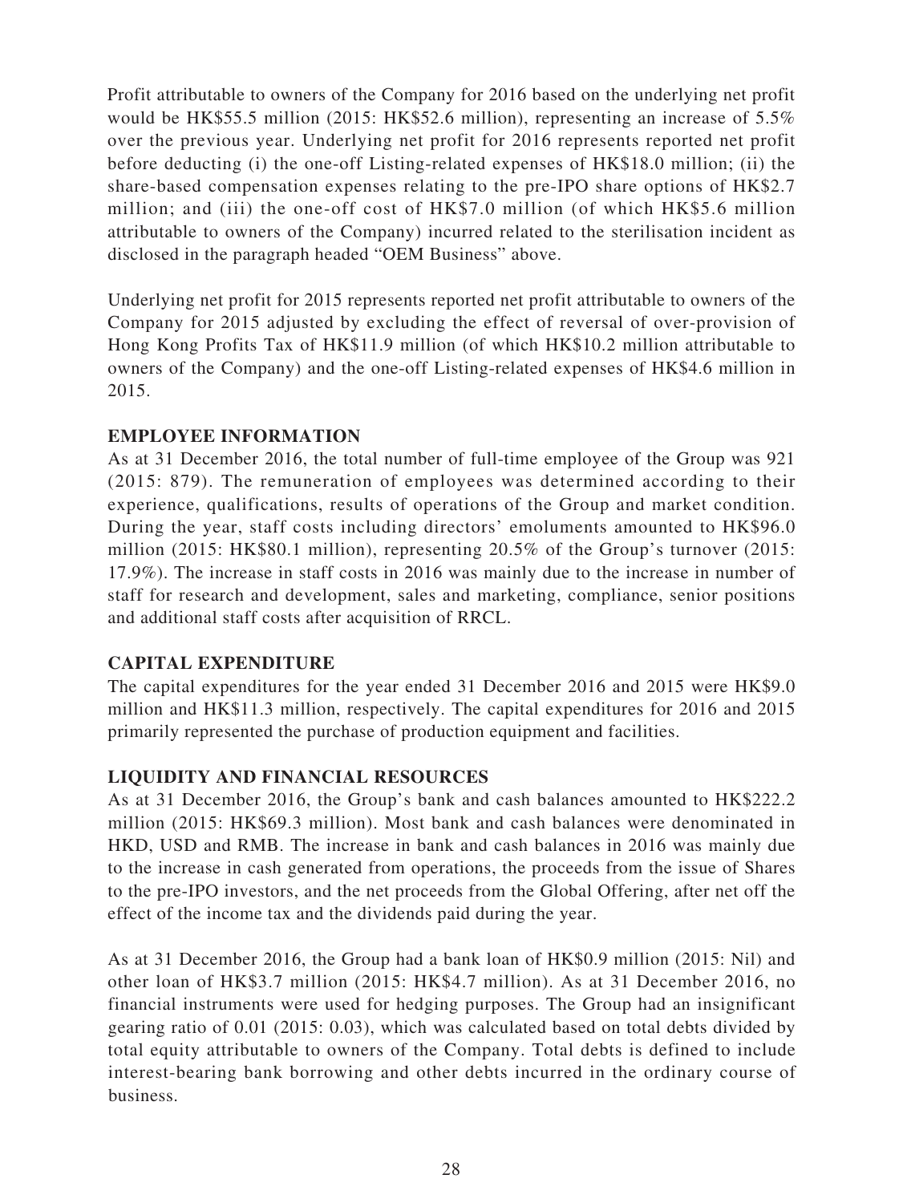Profit attributable to owners of the Company for 2016 based on the underlying net profit would be HK$55.5 million (2015: HK$52.6 million), representing an increase of 5.5% over the previous year. Underlying net profit for 2016 represents reported net profit before deducting (i) the one-off Listing-related expenses of HK$18.0 million; (ii) the share-based compensation expenses relating to the pre-IPO share options of HK$2.7 million; and (iii) the one-off cost of HK$7.0 million (of which HK$5.6 million attributable to owners of the Company) incurred related to the sterilisation incident as disclosed in the paragraph headed "OEM Business" above.

Underlying net profit for 2015 represents reported net profit attributable to owners of the Company for 2015 adjusted by excluding the effect of reversal of over-provision of Hong Kong Profits Tax of HK$11.9 million (of which HK$10.2 million attributable to owners of the Company) and the one-off Listing-related expenses of HK$4.6 million in 2015.

## EMPLOYEE INFORMATION

As at 31 December 2016, the total number of full-time employee of the Group was 921 (2015: 879). The remuneration of employees was determined according to their experience, qualifications, results of operations of the Group and market condition. During the year, staff costs including directors' emoluments amounted to HK$96.0 million (2015: HK$80.1 million), representing 20.5% of the Group's turnover (2015: 17.9%). The increase in staff costs in 2016 was mainly due to the increase in number of staff for research and development, sales and marketing, compliance, senior positions and additional staff costs after acquisition of RRCL.

## CAPITAL EXPENDITURE

The capital expenditures for the year ended 31 December 2016 and 2015 were HK$9.0 million and HK$11.3 million, respectively. The capital expenditures for 2016 and 2015 primarily represented the purchase of production equipment and facilities.

## LIQUIDITY AND FINANCIAL RESOURCES

As at 31 December 2016, the Group's bank and cash balances amounted to HK$222.2 million (2015: HK$69.3 million). Most bank and cash balances were denominated in HKD, USD and RMB. The increase in bank and cash balances in 2016 was mainly due to the increase in cash generated from operations, the proceeds from the issue of Shares to the pre-IPO investors, and the net proceeds from the Global Offering, after net off the effect of the income tax and the dividends paid during the year.

As at 31 December 2016, the Group had a bank loan of HK$0.9 million (2015: Nil) and other loan of HK$3.7 million (2015: HK$4.7 million). As at 31 December 2016, no financial instruments were used for hedging purposes. The Group had an insignificant gearing ratio of 0.01 (2015: 0.03), which was calculated based on total debts divided by total equity attributable to owners of the Company. Total debts is defined to include interest-bearing bank borrowing and other debts incurred in the ordinary course of business.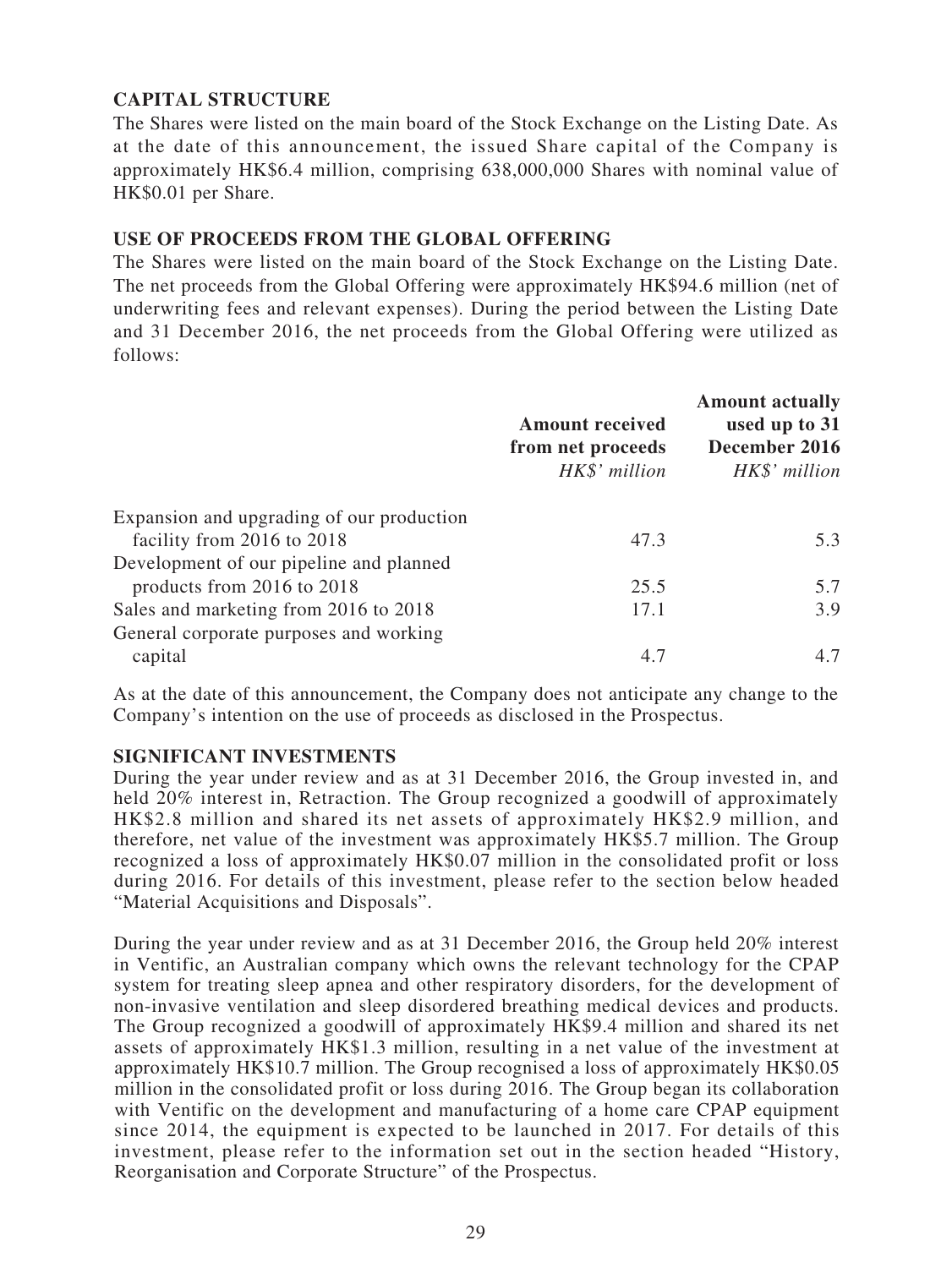## CAPITAL STRUCTURE

The Shares were listed on the main board of the Stock Exchange on the Listing Date. As at the date of this announcement, the issued Share capital of the Company is approximately HK$6.4 million, comprising 638,000,000 Shares with nominal value of HK$0.01 per Share.

## USE OF PROCEEDS FROM THE GLOBAL OFFERING

The Shares were listed on the main board of the Stock Exchange on the Listing Date. The net proceeds from the Global Offering were approximately HK$94.6 million (net of underwriting fees and relevant expenses). During the period between the Listing Date and 31 December 2016, the net proceeds from the Global Offering were utilized as follows:

| | **Amount received from net proceeds** *HK$' million* | **Amount actually used up to 31 December 2016** *HK$' million* |
|---|---|---|
| Expansion and upgrading of our production facility from 2016 to 2018 | 47.3 | 5.3 |
| Development of our pipeline and planned products from 2016 to 2018 | 25.5 | 5.7 |
| Sales and marketing from 2016 to 2018 | 17.1 | 3.9 |
| General corporate purposes and working capital | 4.7 | 4.7 |

As at the date of this announcement, the Company does not anticipate any change to the Company's intention on the use of proceeds as disclosed in the Prospectus.

## SIGNIFICANT INVESTMENTS

During the year under review and as at 31 December 2016, the Group invested in, and held 20% interest in, Retraction. The Group recognized a goodwill of approximately HK$2.8 million and shared its net assets of approximately HK$2.9 million, and therefore, net value of the investment was approximately HK$5.7 million. The Group recognized a loss of approximately HK$0.07 million in the consolidated profit or loss during 2016. For details of this investment, please refer to the section below headed "Material Acquisitions and Disposals".

During the year under review and as at 31 December 2016, the Group held 20% interest in Ventific, an Australian company which owns the relevant technology for the CPAP system for treating sleep apnea and other respiratory disorders, for the development of non-invasive ventilation and sleep disordered breathing medical devices and products. The Group recognized a goodwill of approximately HK$9.4 million and shared its net assets of approximately HK$1.3 million, resulting in a net value of the investment at approximately HK$10.7 million. The Group recognised a loss of approximately HK$0.05 million in the consolidated profit or loss during 2016. The Group began its collaboration with Ventific on the development and manufacturing of a home care CPAP equipment since 2014, the equipment is expected to be launched in 2017. For details of this investment, please refer to the information set out in the section headed "History, Reorganisation and Corporate Structure" of the Prospectus.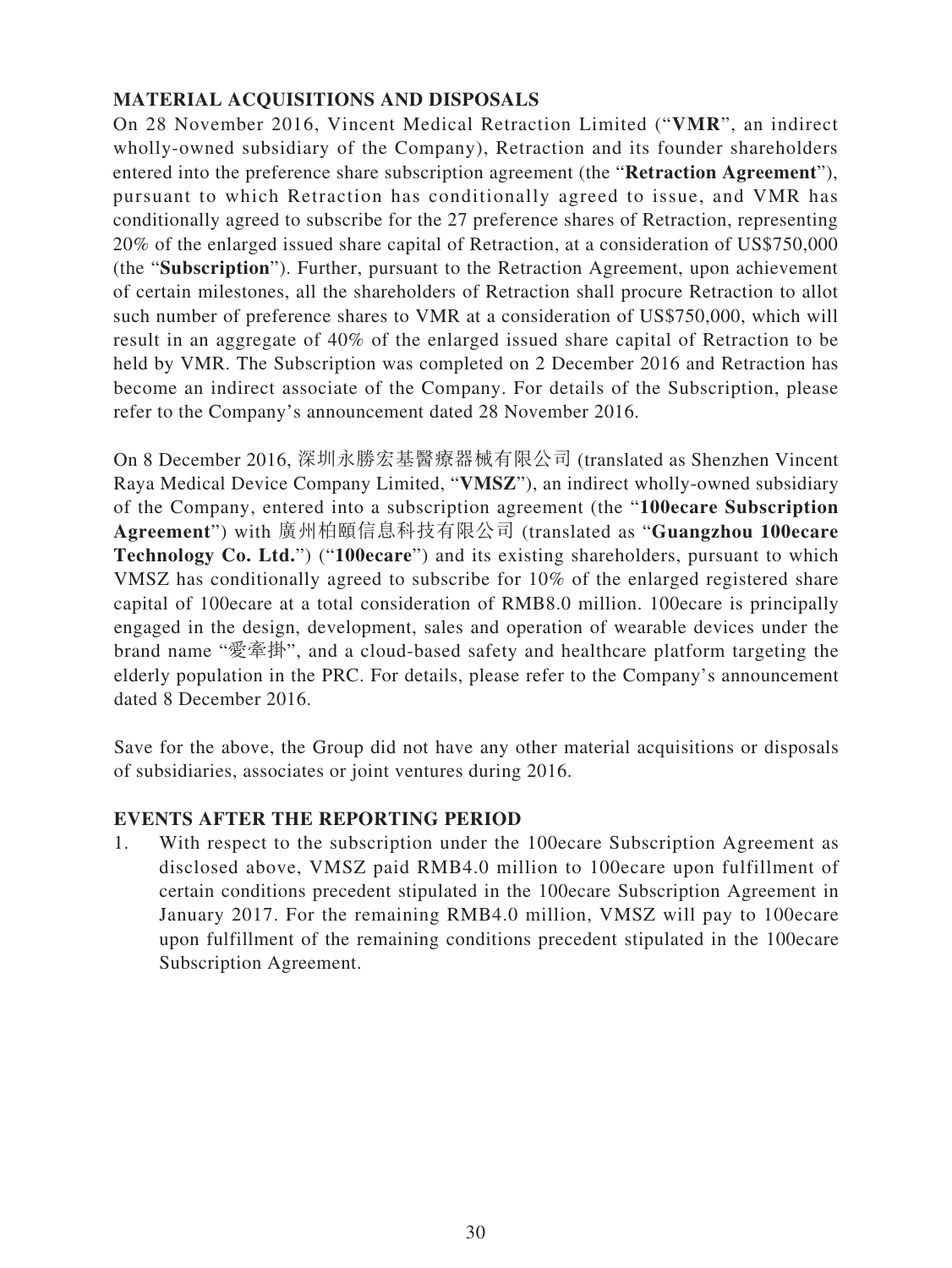## MATERIAL ACQUISITIONS AND DISPOSALS

On 28 November 2016, Vincent Medical Retraction Limited ("**VMR**", an indirect wholly-owned subsidiary of the Company), Retraction and its founder shareholders entered into the preference share subscription agreement (the "**Retraction Agreement**"), pursuant to which Retraction has conditionally agreed to issue, and VMR has conditionally agreed to subscribe for the 27 preference shares of Retraction, representing 20% of the enlarged issued share capital of Retraction, at a consideration of US$750,000 (the "**Subscription**"). Further, pursuant to the Retraction Agreement, upon achievement of certain milestones, all the shareholders of Retraction shall procure Retraction to allot such number of preference shares to VMR at a consideration of US$750,000, which will result in an aggregate of 40% of the enlarged issued share capital of Retraction to be held by VMR. The Subscription was completed on 2 December 2016 and Retraction has become an indirect associate of the Company. For details of the Subscription, please refer to the Company's announcement dated 28 November 2016.

On 8 December 2016, 深圳永勝宏基醫療器械有限公司 (translated as Shenzhen Vincent Raya Medical Device Company Limited, "**VMSZ**"), an indirect wholly-owned subsidiary of the Company, entered into a subscription agreement (the "**100ecare Subscription Agreement**") with 廣州柏頤信息科技有限公司 (translated as "**Guangzhou 100ecare Technology Co. Ltd.**") ("**100ecare**") and its existing shareholders, pursuant to which VMSZ has conditionally agreed to subscribe for 10% of the enlarged registered share capital of 100ecare at a total consideration of RMB8.0 million. 100ecare is principally engaged in the design, development, sales and operation of wearable devices under the brand name "愛牽掛", and a cloud-based safety and healthcare platform targeting the elderly population in the PRC. For details, please refer to the Company's announcement dated 8 December 2016.

Save for the above, the Group did not have any other material acquisitions or disposals of subsidiaries, associates or joint ventures during 2016.

## EVENTS AFTER THE REPORTING PERIOD

1. With respect to the subscription under the 100ecare Subscription Agreement as disclosed above, VMSZ paid RMB4.0 million to 100ecare upon fulfillment of certain conditions precedent stipulated in the 100ecare Subscription Agreement in January 2017. For the remaining RMB4.0 million, VMSZ will pay to 100ecare upon fulfillment of the remaining conditions precedent stipulated in the 100ecare Subscription Agreement.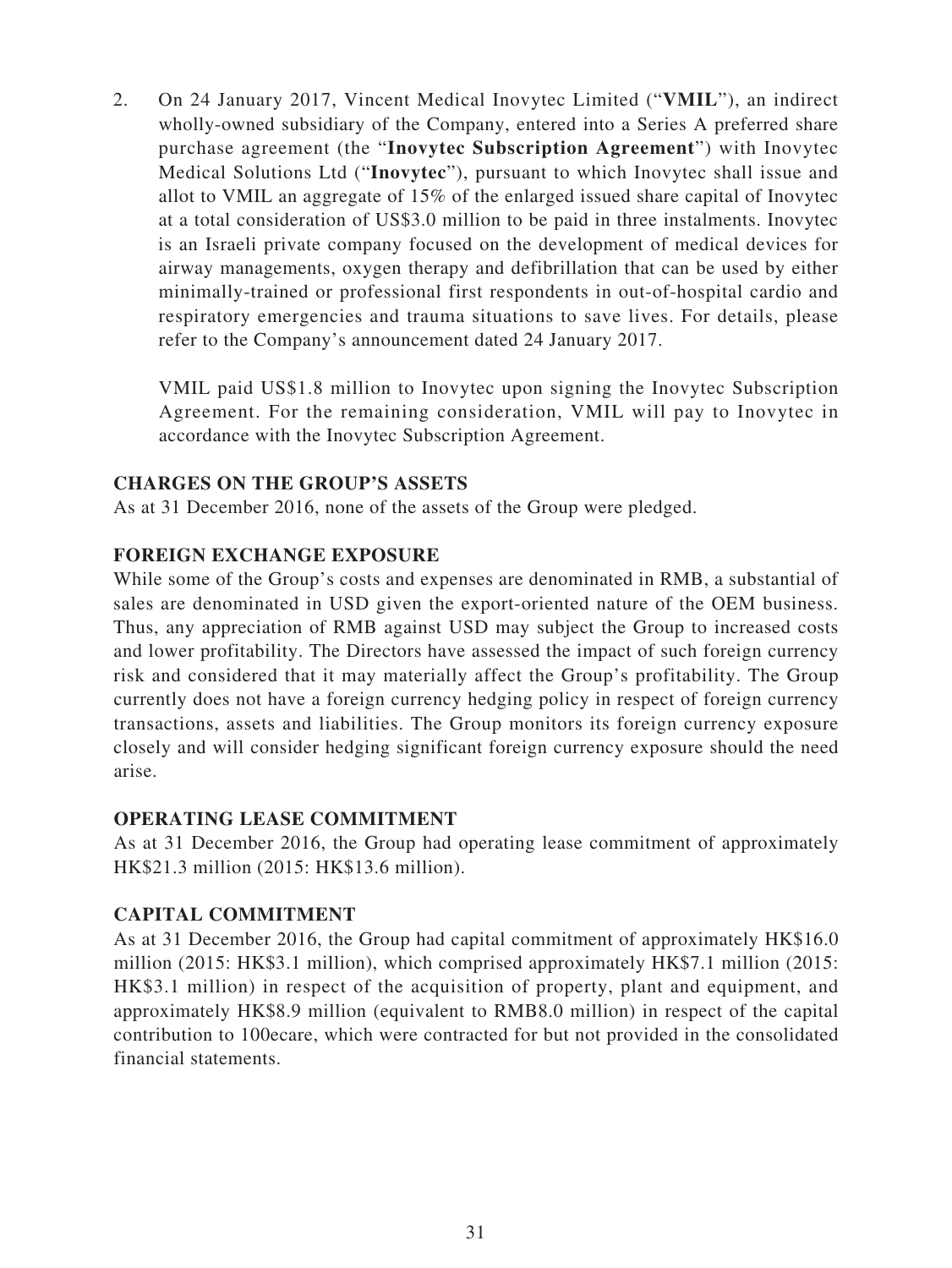2. On 24 January 2017, Vincent Medical Inovytec Limited ("**VMIL**"), an indirect wholly-owned subsidiary of the Company, entered into a Series A preferred share purchase agreement (the "**Inovytec Subscription Agreement**") with Inovytec Medical Solutions Ltd ("**Inovytec**"), pursuant to which Inovytec shall issue and allot to VMIL an aggregate of 15% of the enlarged issued share capital of Inovytec at a total consideration of US$3.0 million to be paid in three instalments. Inovytec is an Israeli private company focused on the development of medical devices for airway managements, oxygen therapy and defibrillation that can be used by either minimally-trained or professional first respondents in out-of-hospital cardio and respiratory emergencies and trauma situations to save lives. For details, please refer to the Company's announcement dated 24 January 2017.

   VMIL paid US$1.8 million to Inovytec upon signing the Inovytec Subscription Agreement. For the remaining consideration, VMIL will pay to Inovytec in accordance with the Inovytec Subscription Agreement.

## CHARGES ON THE GROUP'S ASSETS

As at 31 December 2016, none of the assets of the Group were pledged.

## FOREIGN EXCHANGE EXPOSURE

While some of the Group's costs and expenses are denominated in RMB, a substantial of sales are denominated in USD given the export-oriented nature of the OEM business. Thus, any appreciation of RMB against USD may subject the Group to increased costs and lower profitability. The Directors have assessed the impact of such foreign currency risk and considered that it may materially affect the Group's profitability. The Group currently does not have a foreign currency hedging policy in respect of foreign currency transactions, assets and liabilities. The Group monitors its foreign currency exposure closely and will consider hedging significant foreign currency exposure should the need arise.

## OPERATING LEASE COMMITMENT

As at 31 December 2016, the Group had operating lease commitment of approximately HK$21.3 million (2015: HK$13.6 million).

## CAPITAL COMMITMENT

As at 31 December 2016, the Group had capital commitment of approximately HK$16.0 million (2015: HK$3.1 million), which comprised approximately HK$7.1 million (2015: HK$3.1 million) in respect of the acquisition of property, plant and equipment, and approximately HK$8.9 million (equivalent to RMB8.0 million) in respect of the capital contribution to 100ecare, which were contracted for but not provided in the consolidated financial statements.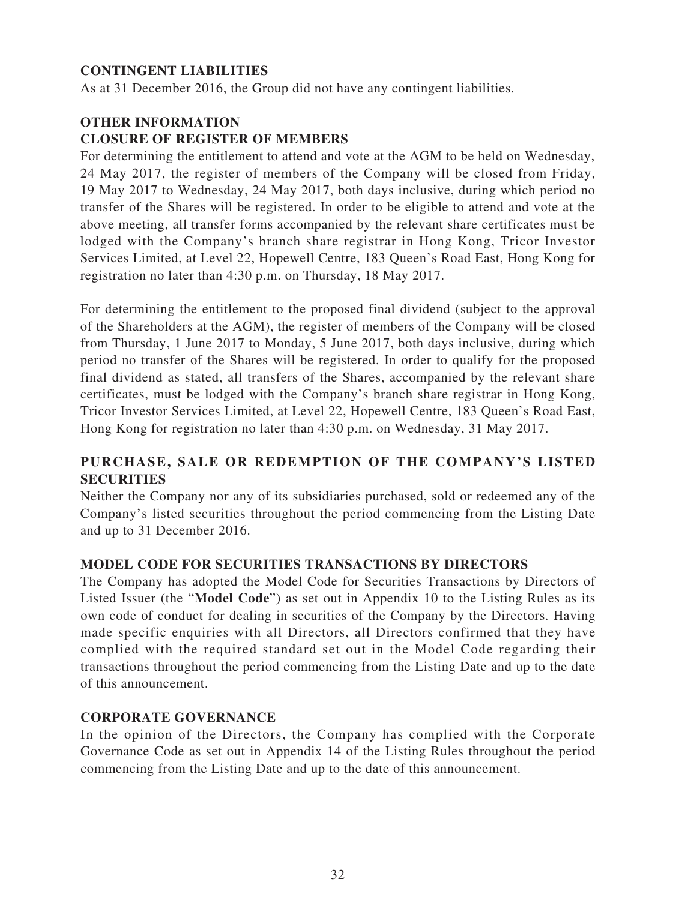## CONTINGENT LIABILITIES

As at 31 December 2016, the Group did not have any contingent liabilities.

## OTHER INFORMATION

## CLOSURE OF REGISTER OF MEMBERS

For determining the entitlement to attend and vote at the AGM to be held on Wednesday, 24 May 2017, the register of members of the Company will be closed from Friday, 19 May 2017 to Wednesday, 24 May 2017, both days inclusive, during which period no transfer of the Shares will be registered. In order to be eligible to attend and vote at the above meeting, all transfer forms accompanied by the relevant share certificates must be lodged with the Company's branch share registrar in Hong Kong, Tricor Investor Services Limited, at Level 22, Hopewell Centre, 183 Queen's Road East, Hong Kong for registration no later than 4:30 p.m. on Thursday, 18 May 2017.

For determining the entitlement to the proposed final dividend (subject to the approval of the Shareholders at the AGM), the register of members of the Company will be closed from Thursday, 1 June 2017 to Monday, 5 June 2017, both days inclusive, during which period no transfer of the Shares will be registered. In order to qualify for the proposed final dividend as stated, all transfers of the Shares, accompanied by the relevant share certificates, must be lodged with the Company's branch share registrar in Hong Kong, Tricor Investor Services Limited, at Level 22, Hopewell Centre, 183 Queen's Road East, Hong Kong for registration no later than 4:30 p.m. on Wednesday, 31 May 2017.

## PURCHASE, SALE OR REDEMPTION OF THE COMPANY'S LISTED SECURITIES

Neither the Company nor any of its subsidiaries purchased, sold or redeemed any of the Company's listed securities throughout the period commencing from the Listing Date and up to 31 December 2016.

## MODEL CODE FOR SECURITIES TRANSACTIONS BY DIRECTORS

The Company has adopted the Model Code for Securities Transactions by Directors of Listed Issuer (the "**Model Code**") as set out in Appendix 10 to the Listing Rules as its own code of conduct for dealing in securities of the Company by the Directors. Having made specific enquiries with all Directors, all Directors confirmed that they have complied with the required standard set out in the Model Code regarding their transactions throughout the period commencing from the Listing Date and up to the date of this announcement.

## CORPORATE GOVERNANCE

In the opinion of the Directors, the Company has complied with the Corporate Governance Code as set out in Appendix 14 of the Listing Rules throughout the period commencing from the Listing Date and up to the date of this announcement.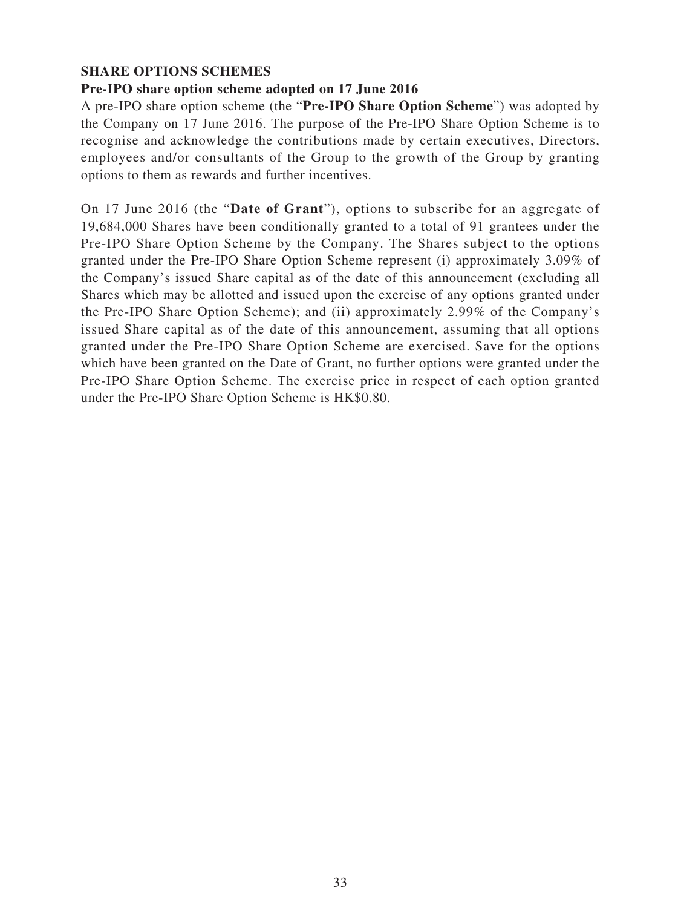## SHARE OPTIONS SCHEMES

### Pre-IPO share option scheme adopted on 17 June 2016

A pre-IPO share option scheme (the "**Pre-IPO Share Option Scheme**") was adopted by the Company on 17 June 2016. The purpose of the Pre-IPO Share Option Scheme is to recognise and acknowledge the contributions made by certain executives, Directors, employees and/or consultants of the Group to the growth of the Group by granting options to them as rewards and further incentives.

On 17 June 2016 (the "**Date of Grant**"), options to subscribe for an aggregate of 19,684,000 Shares have been conditionally granted to a total of 91 grantees under the Pre-IPO Share Option Scheme by the Company. The Shares subject to the options granted under the Pre-IPO Share Option Scheme represent (i) approximately 3.09% of the Company's issued Share capital as of the date of this announcement (excluding all Shares which may be allotted and issued upon the exercise of any options granted under the Pre-IPO Share Option Scheme); and (ii) approximately 2.99% of the Company's issued Share capital as of the date of this announcement, assuming that all options granted under the Pre-IPO Share Option Scheme are exercised. Save for the options which have been granted on the Date of Grant, no further options were granted under the Pre-IPO Share Option Scheme. The exercise price in respect of each option granted under the Pre-IPO Share Option Scheme is HK$0.80.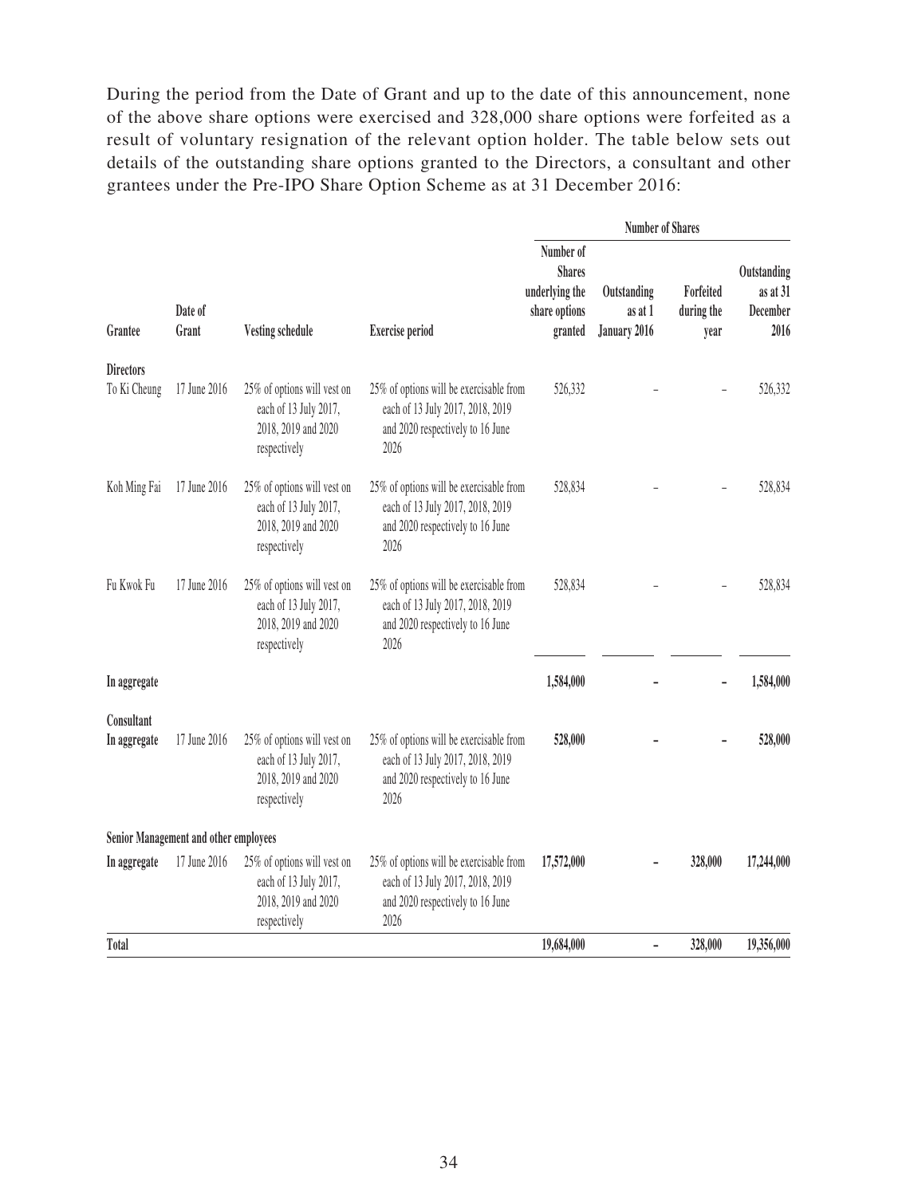During the period from the Date of Grant and up to the date of this announcement, none of the above share options were exercised and 328,000 share options were forfeited as a result of voluntary resignation of the relevant option holder. The table below sets out details of the outstanding share options granted to the Directors, a consultant and other grantees under the Pre-IPO Share Option Scheme as at 31 December 2016:

| Grantee | Date of Grant | Vesting schedule | Exercise period | Number of Shares | | | |
|---|---|---|---|---|---|---|---|
| | | | | Number of Shares underlying the share options granted | Outstanding as at 1 January 2016 | Forfeited during the year | Outstanding as at 31 December 2016 |
| **Directors** | | | | | | | |
| To Ki Cheung | 17 June 2016 | 25% of options will vest on each of 13 July 2017, 2018, 2019 and 2020 respectively | 25% of options will be exercisable from each of 13 July 2017, 2018, 2019 and 2020 respectively to 16 June 2026 | 526,332 | – | – | 526,332 |
| Koh Ming Fai | 17 June 2016 | 25% of options will vest on each of 13 July 2017, 2018, 2019 and 2020 respectively | 25% of options will be exercisable from each of 13 July 2017, 2018, 2019 and 2020 respectively to 16 June 2026 | 528,834 | – | – | 528,834 |
| Fu Kwok Fu | 17 June 2016 | 25% of options will vest on each of 13 July 2017, 2018, 2019 and 2020 respectively | 25% of options will be exercisable from each of 13 July 2017, 2018, 2019 and 2020 respectively to 16 June 2026 | 528,834 | – | – | 528,834 |
| **In aggregate** | | | | **1,584,000** | **–** | **–** | **1,584,000** |
| **Consultant** | | | | | | | |
| **In aggregate** | 17 June 2016 | 25% of options will vest on each of 13 July 2017, 2018, 2019 and 2020 respectively | 25% of options will be exercisable from each of 13 July 2017, 2018, 2019 and 2020 respectively to 16 June 2026 | **528,000** | **–** | **–** | **528,000** |
| **Senior Management and other employees** | | | | | | | |
| **In aggregate** | 17 June 2016 | 25% of options will vest on each of 13 July 2017, 2018, 2019 and 2020 respectively | 25% of options will be exercisable from each of 13 July 2017, 2018, 2019 and 2020 respectively to 16 June 2026 | **17,572,000** | **–** | **328,000** | **17,244,000** |
| **Total** | | | | **19,684,000** | **–** | **328,000** | **19,356,000** |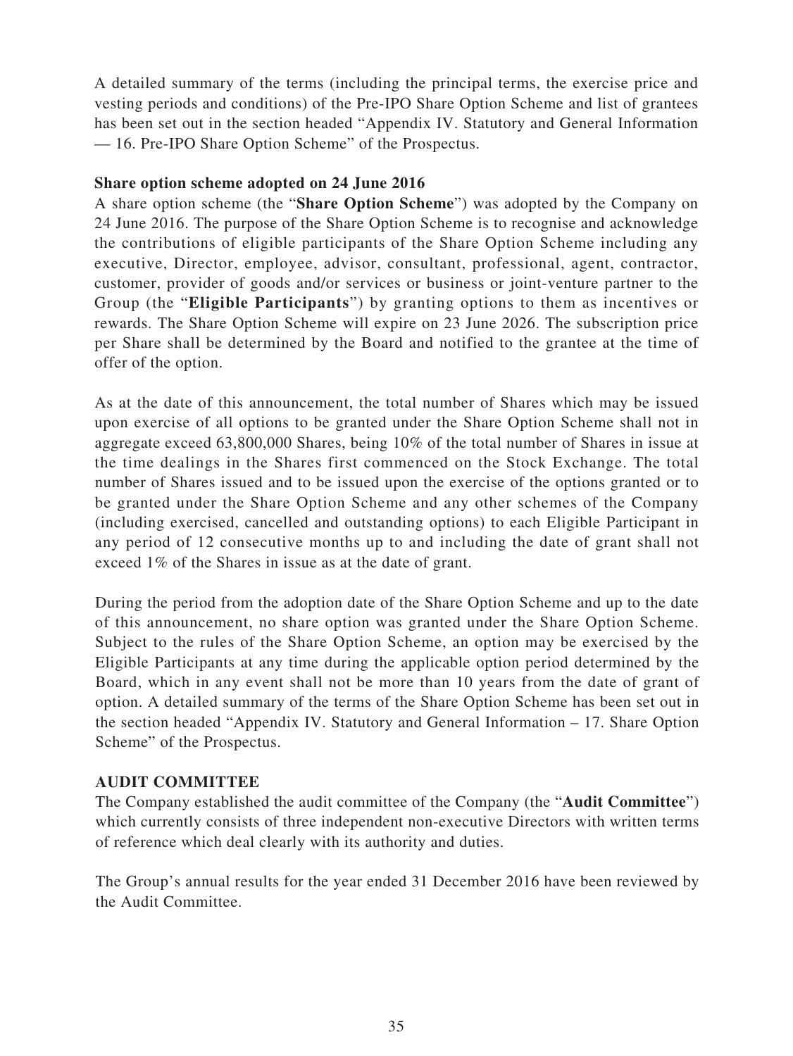A detailed summary of the terms (including the principal terms, the exercise price and vesting periods and conditions) of the Pre-IPO Share Option Scheme and list of grantees has been set out in the section headed "Appendix IV. Statutory and General Information — 16. Pre-IPO Share Option Scheme" of the Prospectus.

### Share option scheme adopted on 24 June 2016

A share option scheme (the "**Share Option Scheme**") was adopted by the Company on 24 June 2016. The purpose of the Share Option Scheme is to recognise and acknowledge the contributions of eligible participants of the Share Option Scheme including any executive, Director, employee, advisor, consultant, professional, agent, contractor, customer, provider of goods and/or services or business or joint-venture partner to the Group (the "**Eligible Participants**") by granting options to them as incentives or rewards. The Share Option Scheme will expire on 23 June 2026. The subscription price per Share shall be determined by the Board and notified to the grantee at the time of offer of the option.

As at the date of this announcement, the total number of Shares which may be issued upon exercise of all options to be granted under the Share Option Scheme shall not in aggregate exceed 63,800,000 Shares, being 10% of the total number of Shares in issue at the time dealings in the Shares first commenced on the Stock Exchange. The total number of Shares issued and to be issued upon the exercise of the options granted or to be granted under the Share Option Scheme and any other schemes of the Company (including exercised, cancelled and outstanding options) to each Eligible Participant in any period of 12 consecutive months up to and including the date of grant shall not exceed 1% of the Shares in issue as at the date of grant.

During the period from the adoption date of the Share Option Scheme and up to the date of this announcement, no share option was granted under the Share Option Scheme. Subject to the rules of the Share Option Scheme, an option may be exercised by the Eligible Participants at any time during the applicable option period determined by the Board, which in any event shall not be more than 10 years from the date of grant of option. A detailed summary of the terms of the Share Option Scheme has been set out in the section headed "Appendix IV. Statutory and General Information – 17. Share Option Scheme" of the Prospectus.

## AUDIT COMMITTEE

The Company established the audit committee of the Company (the "**Audit Committee**") which currently consists of three independent non-executive Directors with written terms of reference which deal clearly with its authority and duties.

The Group's annual results for the year ended 31 December 2016 have been reviewed by the Audit Committee.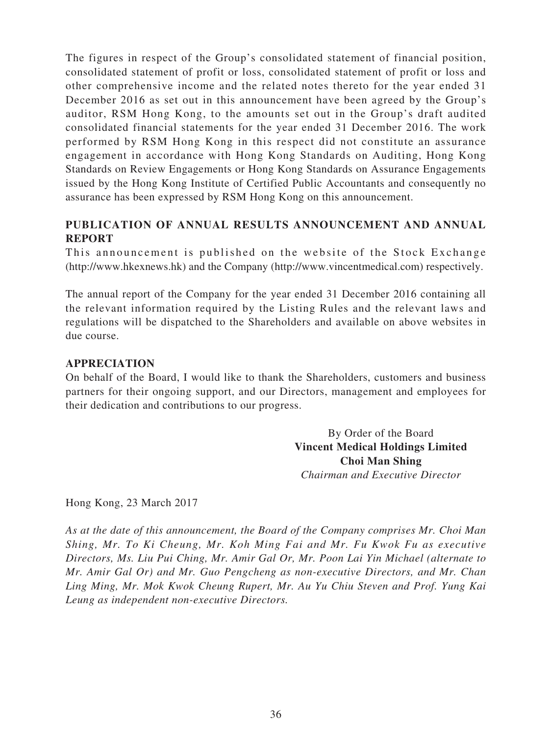The figures in respect of the Group's consolidated statement of financial position, consolidated statement of profit or loss, consolidated statement of profit or loss and other comprehensive income and the related notes thereto for the year ended 31 December 2016 as set out in this announcement have been agreed by the Group's auditor, RSM Hong Kong, to the amounts set out in the Group's draft audited consolidated financial statements for the year ended 31 December 2016. The work performed by RSM Hong Kong in this respect did not constitute an assurance engagement in accordance with Hong Kong Standards on Auditing, Hong Kong Standards on Review Engagements or Hong Kong Standards on Assurance Engagements issued by the Hong Kong Institute of Certified Public Accountants and consequently no assurance has been expressed by RSM Hong Kong on this announcement.

## PUBLICATION OF ANNUAL RESULTS ANNOUNCEMENT AND ANNUAL REPORT

This announcement is published on the website of the Stock Exchange (http://www.hkexnews.hk) and the Company (http://www.vincentmedical.com) respectively.

The annual report of the Company for the year ended 31 December 2016 containing all the relevant information required by the Listing Rules and the relevant laws and regulations will be dispatched to the Shareholders and available on above websites in due course.

## APPRECIATION

On behalf of the Board, I would like to thank the Shareholders, customers and business partners for their ongoing support, and our Directors, management and employees for their dedication and contributions to our progress.

By Order of the Board
**Vincent Medical Holdings Limited**
**Choi Man Shing**
*Chairman and Executive Director*

Hong Kong, 23 March 2017

*As at the date of this announcement, the Board of the Company comprises Mr. Choi Man Shing, Mr. To Ki Cheung, Mr. Koh Ming Fai and Mr. Fu Kwok Fu as executive Directors, Ms. Liu Pui Ching, Mr. Amir Gal Or, Mr. Poon Lai Yin Michael (alternate to Mr. Amir Gal Or) and Mr. Guo Pengcheng as non-executive Directors, and Mr. Chan Ling Ming, Mr. Mok Kwok Cheung Rupert, Mr. Au Yu Chiu Steven and Prof. Yung Kai Leung as independent non-executive Directors.*